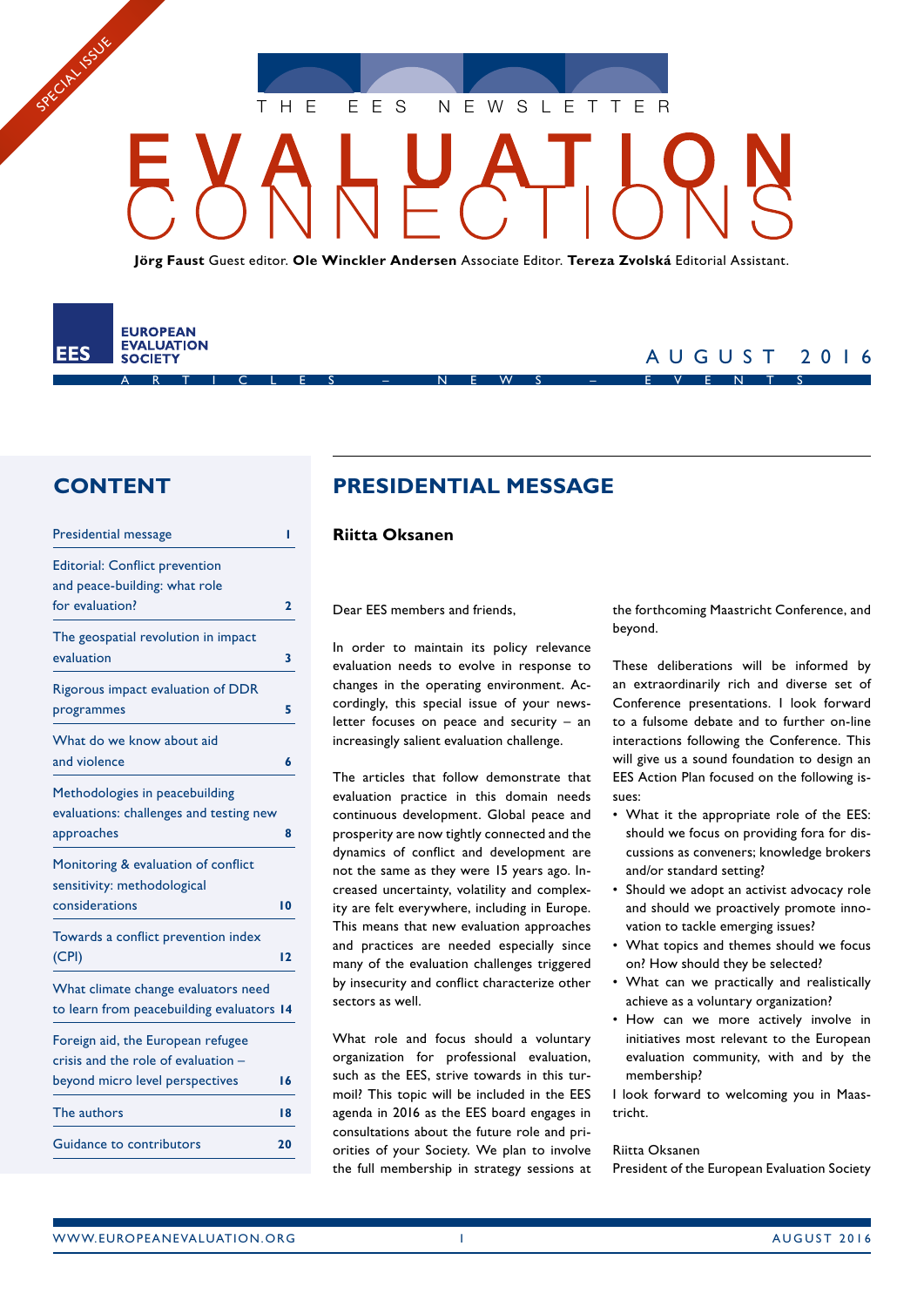SPECIAL ISSUE

THE EES NEWSLETTER

# EVALUATION CONNECTIONS

**Jörg Faust** Guest editor. **Ole Winckler Andersen** Associate Editor. **Tereza Zvolská** Editorial Assistant.

EES EUROPEAN EVALUATION SOCIETY

AUGUST 2016

ARTICLES – NEWS – EVENTS

## CONTENT

| | |
|---|---|
| Presidential message | 1 |
| Editorial: Conflict prevention and peace-building: what role for evaluation? | 2 |
| The geospatial revolution in impact evaluation | 3 |
| Rigorous impact evaluation of DDR programmes | 5 |
| What do we know about aid and violence | 6 |
| Methodologies in peacebuilding evaluations: challenges and testing new approaches | 8 |
| Monitoring & evaluation of conflict sensitivity: methodological considerations | 10 |
| Towards a conflict prevention index (CPI) | 12 |
| What climate change evaluators need to learn from peacebuilding evaluators | 14 |
| Foreign aid, the European refugee crisis and the role of evaluation – beyond micro level perspectives | 16 |
| The authors | 18 |
| Guidance to contributors | 20 |

## PRESIDENTIAL MESSAGE

**Riitta Oksanen**

Dear EES members and friends,

In order to maintain its policy relevance evaluation needs to evolve in response to changes in the operating environment. Accordingly, this special issue of your newsletter focuses on peace and security – an increasingly salient evaluation challenge.

The articles that follow demonstrate that evaluation practice in this domain needs continuous development. Global peace and prosperity are now tightly connected and the dynamics of conflict and development are not the same as they were 15 years ago. Increased uncertainty, volatility and complexity are felt everywhere, including in Europe. This means that new evaluation approaches and practices are needed especially since many of the evaluation challenges triggered by insecurity and conflict characterize other sectors as well.

What role and focus should a voluntary organization for professional evaluation, such as the EES, strive towards in this turmoil? This topic will be included in the EES agenda in 2016 as the EES board engages in consultations about the future role and priorities of your Society. We plan to involve the full membership in strategy sessions at the forthcoming Maastricht Conference, and beyond.

These deliberations will be informed by an extraordinarily rich and diverse set of Conference presentations. I look forward to a fulsome debate and to further on-line interactions following the Conference. This will give us a sound foundation to design an EES Action Plan focused on the following issues:

- What it the appropriate role of the EES: should we focus on providing fora for discussions as conveners; knowledge brokers and/or standard setting?
- Should we adopt an activist advocacy role and should we proactively promote innovation to tackle emerging issues?
- What topics and themes should we focus on? How should they be selected?
- What can we practically and realistically achieve as a voluntary organization?
- How can we more actively involve in initiatives most relevant to the European evaluation community, with and by the membership?

I look forward to welcoming you in Maastricht.

Riitta Oksanen
President of the European Evaluation Society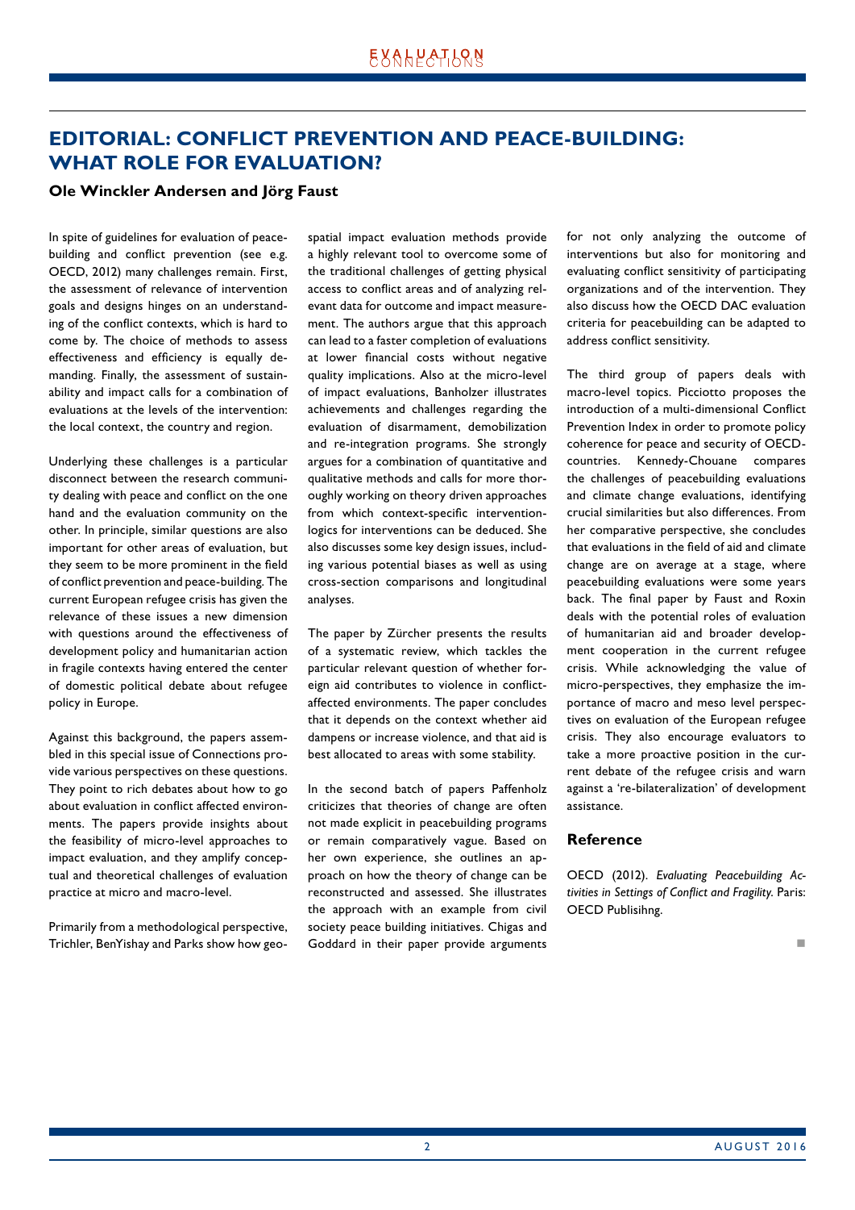# EDITORIAL: CONFLICT PREVENTION AND PEACE-BUILDING: WHAT ROLE FOR EVALUATION?

**Ole Winckler Andersen and Jörg Faust**

In spite of guidelines for evaluation of peacebuilding and conflict prevention (see e.g. OECD, 2012) many challenges remain. First, the assessment of relevance of intervention goals and designs hinges on an understanding of the conflict contexts, which is hard to come by. The choice of methods to assess effectiveness and efficiency is equally demanding. Finally, the assessment of sustainability and impact calls for a combination of evaluations at the levels of the intervention: the local context, the country and region.

Underlying these challenges is a particular disconnect between the research community dealing with peace and conflict on the one hand and the evaluation community on the other. In principle, similar questions are also important for other areas of evaluation, but they seem to be more prominent in the field of conflict prevention and peace-building. The current European refugee crisis has given the relevance of these issues a new dimension with questions around the effectiveness of development policy and humanitarian action in fragile contexts having entered the center of domestic political debate about refugee policy in Europe.

Against this background, the papers assembled in this special issue of Connections provide various perspectives on these questions. They point to rich debates about how to go about evaluation in conflict affected environments. The papers provide insights about the feasibility of micro-level approaches to impact evaluation, and they amplify conceptual and theoretical challenges of evaluation practice at micro and macro-level.

Primarily from a methodological perspective, Trichler, BenYishay and Parks show how geo-spatial impact evaluation methods provide a highly relevant tool to overcome some of the traditional challenges of getting physical access to conflict areas and of analyzing relevant data for outcome and impact measurement. The authors argue that this approach can lead to a faster completion of evaluations at lower financial costs without negative quality implications. Also at the micro-level of impact evaluations, Banholzer illustrates achievements and challenges regarding the evaluation of disarmament, demobilization and re-integration programs. She strongly argues for a combination of quantitative and qualitative methods and calls for more thoroughly working on theory driven approaches from which context-specific intervention-logics for interventions can be deduced. She also discusses some key design issues, including various potential biases as well as using cross-section comparisons and longitudinal analyses.

The paper by Zürcher presents the results of a systematic review, which tackles the particular relevant question of whether foreign aid contributes to violence in conflict-affected environments. The paper concludes that it depends on the context whether aid dampens or increase violence, and that aid is best allocated to areas with some stability.

In the second batch of papers Paffenholz criticizes that theories of change are often not made explicit in peacebuilding programs or remain comparatively vague. Based on her own experience, she outlines an approach on how the theory of change can be reconstructed and assessed. She illustrates the approach with an example from civil society peace building initiatives. Chigas and Goddard in their paper provide arguments for not only analyzing the outcome of interventions but also for monitoring and evaluating conflict sensitivity of participating organizations and of the intervention. They also discuss how the OECD DAC evaluation criteria for peacebuilding can be adapted to address conflict sensitivity.

The third group of papers deals with macro-level topics. Picciotto proposes the introduction of a multi-dimensional Conflict Prevention Index in order to promote policy coherence for peace and security of OECD-countries. Kennedy-Chouane compares the challenges of peacebuilding evaluations and climate change evaluations, identifying crucial similarities but also differences. From her comparative perspective, she concludes that evaluations in the field of aid and climate change are on average at a stage, where peacebuilding evaluations were some years back. The final paper by Faust and Roxin deals with the potential roles of evaluation of humanitarian aid and broader development cooperation in the current refugee crisis. While acknowledging the value of micro-perspectives, they emphasize the importance of macro and meso level perspectives on evaluation of the European refugee crisis. They also encourage evaluators to take a more proactive position in the current debate of the refugee crisis and warn against a 're-bilateralization' of development assistance.

## Reference

OECD (2012). *Evaluating Peacebuilding Activities in Settings of Conflict and Fragility.* Paris: OECD Publisihng.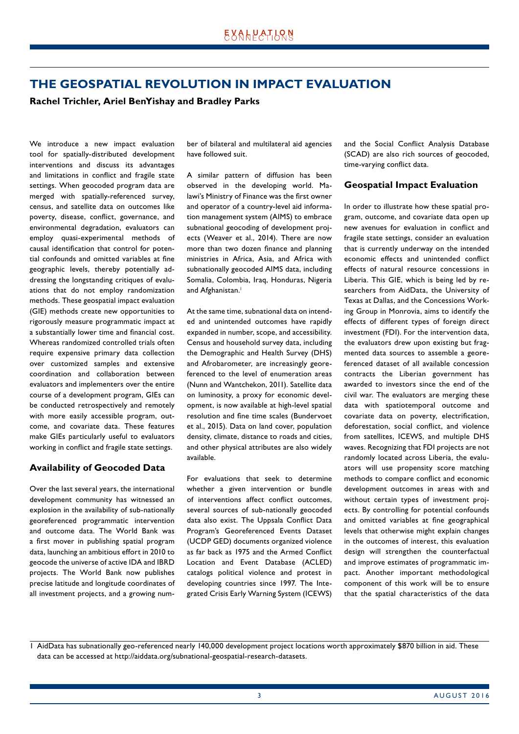# THE GEOSPATIAL REVOLUTION IN IMPACT EVALUATION

**Rachel Trichler, Ariel BenYishay and Bradley Parks**

We introduce a new impact evaluation tool for spatially-distributed development interventions and discuss its advantages and limitations in conflict and fragile state settings. When geocoded program data are merged with spatially-referenced survey, census, and satellite data on outcomes like poverty, disease, conflict, governance, and environmental degradation, evaluators can employ quasi-experimental methods of causal identification that control for potential confounds and omitted variables at fine geographic levels, thereby potentially addressing the longstanding critiques of evaluations that do not employ randomization methods. These geospatial impact evaluation (GIE) methods create new opportunities to rigorously measure programmatic impact at a substantially lower time and financial cost. Whereas randomized controlled trials often require expensive primary data collection over customized samples and extensive coordination and collaboration between evaluators and implementers over the entire course of a development program, GIEs can be conducted retrospectively and remotely with more easily accessible program, outcome, and covariate data. These features make GIEs particularly useful to evaluators working in conflict and fragile state settings.

## Availability of Geocoded Data

Over the last several years, the international development community has witnessed an explosion in the availability of sub-nationally georeferenced programmatic intervention and outcome data. The World Bank was a first mover in publishing spatial program data, launching an ambitious effort in 2010 to geocode the universe of active IDA and IBRD projects. The World Bank now publishes precise latitude and longitude coordinates of all investment projects, and a growing number of bilateral and multilateral aid agencies have followed suit.

A similar pattern of diffusion has been observed in the developing world. Malawi's Ministry of Finance was the first owner and operator of a country-level aid information management system (AIMS) to embrace subnational geocoding of development projects (Weaver et al., 2014). There are now more than two dozen finance and planning ministries in Africa, Asia, and Africa with subnationally geocoded AIMS data, including Somalia, Colombia, Iraq, Honduras, Nigeria and Afghanistan.[1]

At the same time, subnational data on intended and unintended outcomes have rapidly expanded in number, scope, and accessibility. Census and household survey data, including the Demographic and Health Survey (DHS) and Afrobarometer, are increasingly georeferenced to the level of enumeration areas (Nunn and Wantchekon, 2011). Satellite data on luminosity, a proxy for economic development, is now available at high-level spatial resolution and fine time scales (Bundervoet et al., 2015). Data on land cover, population density, climate, distance to roads and cities, and other physical attributes are also widely available.

For evaluations that seek to determine whether a given intervention or bundle of interventions affect conflict outcomes, several sources of sub-nationally geocoded data also exist. The Uppsala Conflict Data Program's Georeferenced Events Dataset (UCDP GED) documents organized violence as far back as 1975 and the Armed Conflict Location and Event Database (ACLED) catalogs political violence and protest in developing countries since 1997. The Integrated Crisis Early Warning System (ICEWS) and the Social Conflict Analysis Database (SCAD) are also rich sources of geocoded, time-varying conflict data.

## Geospatial Impact Evaluation

In order to illustrate how these spatial program, outcome, and covariate data open up new avenues for evaluation in conflict and fragile state settings, consider an evaluation that is currently underway on the intended economic effects and unintended conflict effects of natural resource concessions in Liberia. This GIE, which is being led by researchers from AidData, the University of Texas at Dallas, and the Concessions Working Group in Monrovia, aims to identify the effects of different types of foreign direct investment (FDI). For the intervention data, the evaluators drew upon existing but fragmented data sources to assemble a georeferenced dataset of all available concession contracts the Liberian government has awarded to investors since the end of the civil war. The evaluators are merging these data with spatiotemporal outcome and covariate data on poverty, electrification, deforestation, social conflict, and violence from satellites, ICEWS, and multiple DHS waves. Recognizing that FDI projects are not randomly located across Liberia, the evaluators will use propensity score matching methods to compare conflict and economic development outcomes in areas with and without certain types of investment projects. By controlling for potential confounds and omitted variables at fine geographical levels that otherwise might explain changes in the outcomes of interest, this evaluation design will strengthen the counterfactual and improve estimates of programmatic impact. Another important methodological component of this work will be to ensure that the spatial characteristics of the data

---

1 AidData has subnationally geo-referenced nearly 140,000 development project locations worth approximately $870 billion in aid. These data can be accessed at http://aiddata.org/subnational-geospatial-research-datasets.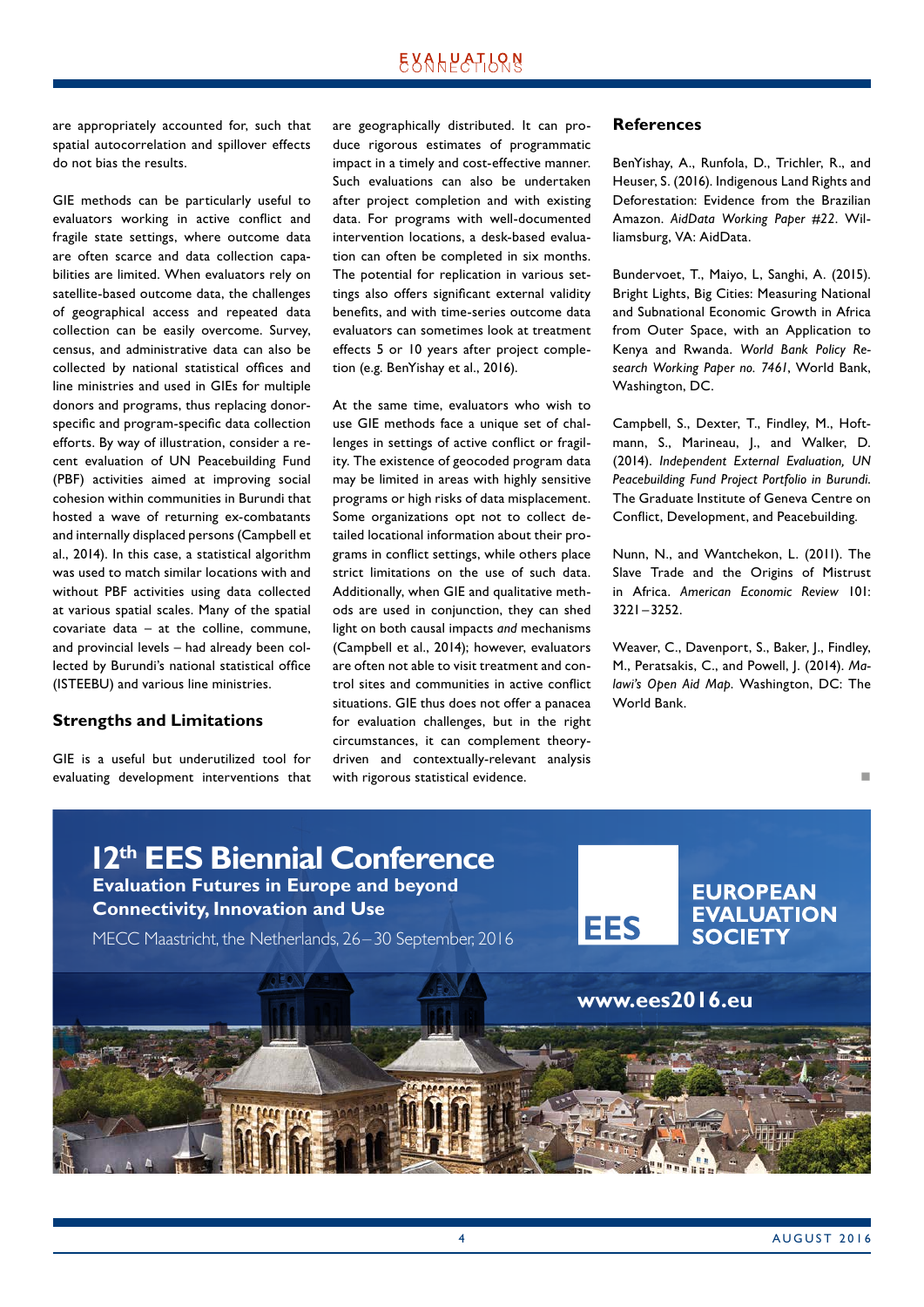are appropriately accounted for, such that spatial autocorrelation and spillover effects do not bias the results.

GIE methods can be particularly useful to evaluators working in active conflict and fragile state settings, where outcome data are often scarce and data collection capabilities are limited. When evaluators rely on satellite-based outcome data, the challenges of geographical access and repeated data collection can be easily overcome. Survey, census, and administrative data can also be collected by national statistical offices and line ministries and used in GIEs for multiple donors and programs, thus replacing donor-specific and program-specific data collection efforts. By way of illustration, consider a recent evaluation of UN Peacebuilding Fund (PBF) activities aimed at improving social cohesion within communities in Burundi that hosted a wave of returning ex-combatants and internally displaced persons (Campbell et al., 2014). In this case, a statistical algorithm was used to match similar locations with and without PBF activities using data collected at various spatial scales. Many of the spatial covariate data – at the colline, commune, and provincial levels – had already been collected by Burundi's national statistical office (ISTEEBU) and various line ministries.

## Strengths and Limitations

GIE is a useful but underutilized tool for evaluating development interventions that are geographically distributed. It can produce rigorous estimates of programmatic impact in a timely and cost-effective manner. Such evaluations can also be undertaken after project completion and with existing data. For programs with well-documented intervention locations, a desk-based evaluation can often be completed in six months. The potential for replication in various settings also offers significant external validity benefits, and with time-series outcome data evaluators can sometimes look at treatment effects 5 or 10 years after project completion (e.g. BenYishay et al., 2016).

At the same time, evaluators who wish to use GIE methods face a unique set of challenges in settings of active conflict or fragility. The existence of geocoded program data may be limited in areas with highly sensitive programs or high risks of data misplacement. Some organizations opt not to collect detailed locational information about their programs in conflict settings, while others place strict limitations on the use of such data. Additionally, when GIE and qualitative methods are used in conjunction, they can shed light on both causal impacts *and* mechanisms (Campbell et al., 2014); however, evaluators are often not able to visit treatment and control sites and communities in active conflict situations. GIE thus does not offer a panacea for evaluation challenges, but in the right circumstances, it can complement theory-driven and contextually-relevant analysis with rigorous statistical evidence.

## References

BenYishay, A., Runfola, D., Trichler, R., and Heuser, S. (2016). Indigenous Land Rights and Deforestation: Evidence from the Brazilian Amazon. *AidData Working Paper #22*. Williamsburg, VA: AidData.

Bundervoet, T., Maiyo, L, Sanghi, A. (2015). Bright Lights, Big Cities: Measuring National and Subnational Economic Growth in Africa from Outer Space, with an Application to Kenya and Rwanda. *World Bank Policy Research Working Paper no. 7461*, World Bank, Washington, DC.

Campbell, S., Dexter, T., Findley, M., Hoftmann, S., Marineau, J., and Walker, D. (2014). *Independent External Evaluation, UN Peacebuilding Fund Project Portfolio in Burundi.* The Graduate Institute of Geneva Centre on Conflict, Development, and Peacebuilding.

Nunn, N., and Wantchekon, L. (2011). The Slave Trade and the Origins of Mistrust in Africa. *American Economic Review* 101: 3221–3252.

Weaver, C., Davenport, S., Baker, J., Findley, M., Peratsakis, C., and Powell, J. (2014). *Malawi's Open Aid Map.* Washington, DC: The World Bank.

## 12th EES Biennial Conference

**Evaluation Futures in Europe and beyond**
**Connectivity, Innovation and Use**

MECC Maastricht, the Netherlands, 26–30 September, 2016

EES EUROPEAN EVALUATION SOCIETY

www.ees2016.eu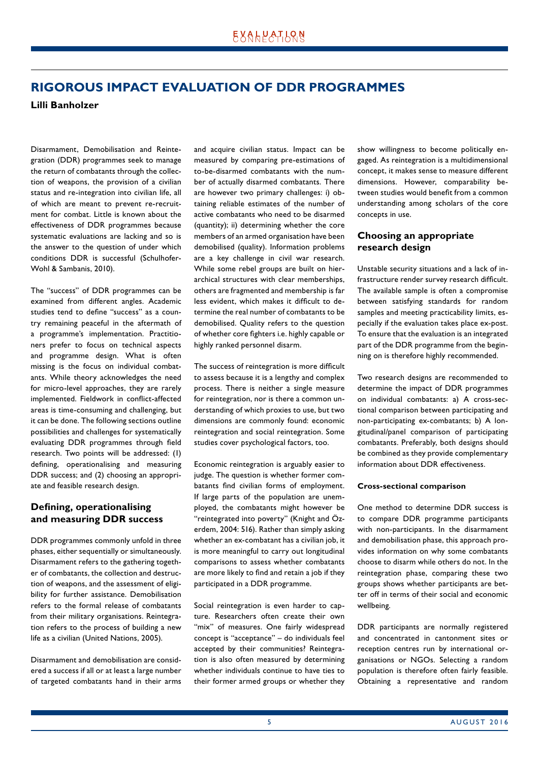# RIGOROUS IMPACT EVALUATION OF DDR PROGRAMMES

**Lilli Banholzer**

Disarmament, Demobilisation and Reintegration (DDR) programmes seek to manage the return of combatants through the collection of weapons, the provision of a civilian status and re-integration into civilian life, all of which are meant to prevent re-recruitment for combat. Little is known about the effectiveness of DDR programmes because systematic evaluations are lacking and so is the answer to the question of under which conditions DDR is successful (Schulhofer-Wohl & Sambanis, 2010).

The "success" of DDR programmes can be examined from different angles. Academic studies tend to define "success" as a country remaining peaceful in the aftermath of a programme's implementation. Practitioners prefer to focus on technical aspects and programme design. What is often missing is the focus on individual combatants. While theory acknowledges the need for micro-level approaches, they are rarely implemented. Fieldwork in conflict-affected areas is time-consuming and challenging, but it can be done. The following sections outline possibilities and challenges for systematically evaluating DDR programmes through field research. Two points will be addressed: (1) defining, operationalising and measuring DDR success; and (2) choosing an appropriate and feasible research design.

## Defining, operationalising and measuring DDR success

DDR programmes commonly unfold in three phases, either sequentially or simultaneously. Disarmament refers to the gathering together of combatants, the collection and destruction of weapons, and the assessment of eligibility for further assistance. Demobilisation refers to the formal release of combatants from their military organisations. Reintegration refers to the process of building a new life as a civilian (United Nations, 2005).

Disarmament and demobilisation are considered a success if all or at least a large number of targeted combatants hand in their arms and acquire civilian status. Impact can be measured by comparing pre-estimations of to-be-disarmed combatants with the number of actually disarmed combatants. There are however two primary challenges: i) obtaining reliable estimates of the number of active combatants who need to be disarmed (quantity); ii) determining whether the core members of an armed organisation have been demobilised (quality). Information problems are a key challenge in civil war research. While some rebel groups are built on hierarchical structures with clear memberships, others are fragmented and membership is far less evident, which makes it difficult to determine the real number of combatants to be demobilised. Quality refers to the question of whether core fighters i.e. highly capable or highly ranked personnel disarm.

The success of reintegration is more difficult to assess because it is a lengthy and complex process. There is neither a single measure for reintegration, nor is there a common understanding of which proxies to use, but two dimensions are commonly found: economic reintegration and social reintegration. Some studies cover psychological factors, too.

Economic reintegration is arguably easier to judge. The question is whether former combatants find civilian forms of employment. If large parts of the population are unemployed, the combatants might however be "reintegrated into poverty" (Knight and Özerdem, 2004: 516). Rather than simply asking whether an ex-combatant has a civilian job, it is more meaningful to carry out longitudinal comparisons to assess whether combatants are more likely to find and retain a job if they participated in a DDR programme.

Social reintegration is even harder to capture. Researchers often create their own "mix" of measures. One fairly widespread concept is "acceptance" – do individuals feel accepted by their communities? Reintegration is also often measured by determining whether individuals continue to have ties to their former armed groups or whether they show willingness to become politically engaged. As reintegration is a multidimensional concept, it makes sense to measure different dimensions. However, comparability between studies would benefit from a common understanding among scholars of the core concepts in use.

## Choosing an appropriate research design

Unstable security situations and a lack of infrastructure render survey research difficult. The available sample is often a compromise between satisfying standards for random samples and meeting practicability limits, especially if the evaluation takes place ex-post. To ensure that the evaluation is an integrated part of the DDR programme from the beginning on is therefore highly recommended.

Two research designs are recommended to determine the impact of DDR programmes on individual combatants: a) A cross-sectional comparison between participating and non-participating ex-combatants; b) A longitudinal/panel comparison of participating combatants. Preferably, both designs should be combined as they provide complementary information about DDR effectiveness.

### Cross-sectional comparison

One method to determine DDR success is to compare DDR programme participants with non-participants. In the disarmament and demobilisation phase, this approach provides information on why some combatants choose to disarm while others do not. In the reintegration phase, comparing these two groups shows whether participants are better off in terms of their social and economic wellbeing.

DDR participants are normally registered and concentrated in cantonment sites or reception centres run by international organisations or NGOs. Selecting a random population is therefore often fairly feasible. Obtaining a representative and random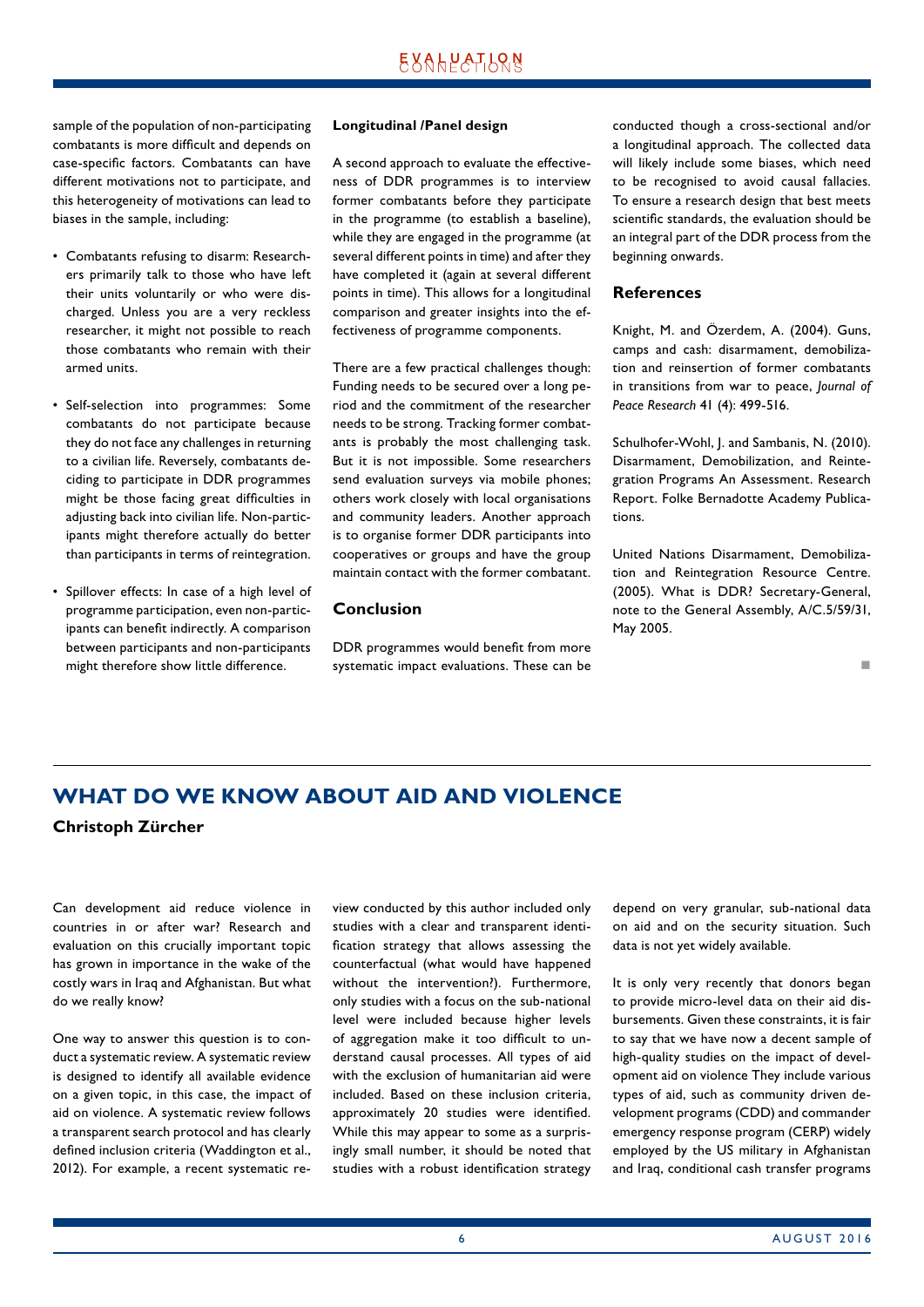sample of the population of non-participating combatants is more difficult and depends on case-specific factors. Combatants can have different motivations not to participate, and this heterogeneity of motivations can lead to biases in the sample, including:

- Combatants refusing to disarm: Researchers primarily talk to those who have left their units voluntarily or who were discharged. Unless you are a very reckless researcher, it might not possible to reach those combatants who remain with their armed units.
- Self-selection into programmes: Some combatants do not participate because they do not face any challenges in returning to a civilian life. Reversely, combatants deciding to participate in DDR programmes might be those facing great difficulties in adjusting back into civilian life. Non-participants might therefore actually do better than participants in terms of reintegration.
- Spillover effects: In case of a high level of programme participation, even non-participants can benefit indirectly. A comparison between participants and non-participants might therefore show little difference.

**Longitudinal /Panel design**

A second approach to evaluate the effectiveness of DDR programmes is to interview former combatants before they participate in the programme (to establish a baseline), while they are engaged in the programme (at several different points in time) and after they have completed it (again at several different points in time). This allows for a longitudinal comparison and greater insights into the effectiveness of programme components.

There are a few practical challenges though: Funding needs to be secured over a long period and the commitment of the researcher needs to be strong. Tracking former combatants is probably the most challenging task. But it is not impossible. Some researchers send evaluation surveys via mobile phones; others work closely with local organisations and community leaders. Another approach is to organise former DDR participants into cooperatives or groups and have the group maintain contact with the former combatant.

### Conclusion

DDR programmes would benefit from more systematic impact evaluations. These can be conducted though a cross-sectional and/or a longitudinal approach. The collected data will likely include some biases, which need to be recognised to avoid causal fallacies. To ensure a research design that best meets scientific standards, the evaluation should be an integral part of the DDR process from the beginning onwards.

### References

Knight, M. and Özerdem, A. (2004). Guns, camps and cash: disarmament, demobilization and reinsertion of former combatants in transitions from war to peace, *Journal of Peace Research* 41 (4): 499-516.

Schulhofer-Wohl, J. and Sambanis, N. (2010). Disarmament, Demobilization, and Reintegration Programs An Assessment. Research Report. Folke Bernadotte Academy Publications.

United Nations Disarmament, Demobilization and Reintegration Resource Centre. (2005). What is DDR? Secretary-General, note to the General Assembly, A/C.5/59/31, May 2005.

## WHAT DO WE KNOW ABOUT AID AND VIOLENCE

**Christoph Zürcher**

Can development aid reduce violence in countries in or after war? Research and evaluation on this crucially important topic has grown in importance in the wake of the costly wars in Iraq and Afghanistan. But what do we really know?

One way to answer this question is to conduct a systematic review. A systematic review is designed to identify all available evidence on a given topic, in this case, the impact of aid on violence. A systematic review follows a transparent search protocol and has clearly defined inclusion criteria (Waddington et al., 2012). For example, a recent systematic review conducted by this author included only studies with a clear and transparent identification strategy that allows assessing the counterfactual (what would have happened without the intervention?). Furthermore, only studies with a focus on the sub-national level were included because higher levels of aggregation make it too difficult to understand causal processes. All types of aid with the exclusion of humanitarian aid were included. Based on these inclusion criteria, approximately 20 studies were identified. While this may appear to some as a surprisingly small number, it should be noted that studies with a robust identification strategy depend on very granular, sub-national data on aid and on the security situation. Such data is not yet widely available.

It is only very recently that donors began to provide micro-level data on their aid disbursements. Given these constraints, it is fair to say that we have now a decent sample of high-quality studies on the impact of development aid on violence They include various types of aid, such as community driven development programs (CDD) and commander emergency response program (CERP) widely employed by the US military in Afghanistan and Iraq, conditional cash transfer programs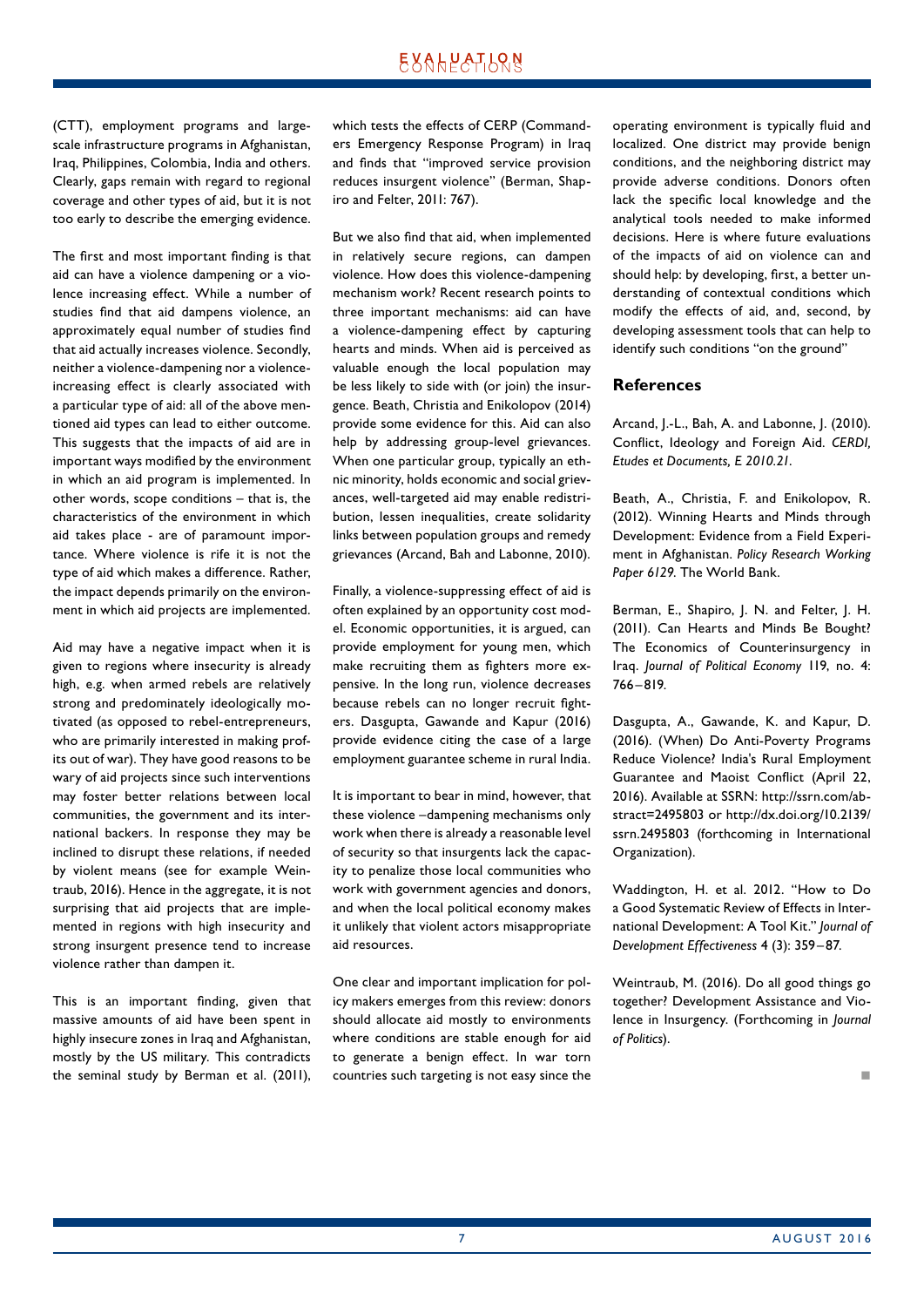(CTT), employment programs and large-scale infrastructure programs in Afghanistan, Iraq, Philippines, Colombia, India and others. Clearly, gaps remain with regard to regional coverage and other types of aid, but it is not too early to describe the emerging evidence.

The first and most important finding is that aid can have a violence dampening or a violence increasing effect. While a number of studies find that aid dampens violence, an approximately equal number of studies find that aid actually increases violence. Secondly, neither a violence-dampening nor a violence-increasing effect is clearly associated with a particular type of aid: all of the above mentioned aid types can lead to either outcome. This suggests that the impacts of aid are in important ways modified by the environment in which an aid program is implemented. In other words, scope conditions – that is, the characteristics of the environment in which aid takes place - are of paramount importance. Where violence is rife it is not the type of aid which makes a difference. Rather, the impact depends primarily on the environment in which aid projects are implemented.

Aid may have a negative impact when it is given to regions where insecurity is already high, e.g. when armed rebels are relatively strong and predominately ideologically motivated (as opposed to rebel-entrepreneurs, who are primarily interested in making profits out of war). They have good reasons to be wary of aid projects since such interventions may foster better relations between local communities, the government and its international backers. In response they may be inclined to disrupt these relations, if needed by violent means (see for example Weintraub, 2016). Hence in the aggregate, it is not surprising that aid projects that are implemented in regions with high insecurity and strong insurgent presence tend to increase violence rather than dampen it.

This is an important finding, given that massive amounts of aid have been spent in highly insecure zones in Iraq and Afghanistan, mostly by the US military. This contradicts the seminal study by Berman et al. (2011), which tests the effects of CERP (Commanders Emergency Response Program) in Iraq and finds that "improved service provision reduces insurgent violence" (Berman, Shapiro and Felter, 2011: 767).

But we also find that aid, when implemented in relatively secure regions, can dampen violence. How does this violence-dampening mechanism work? Recent research points to three important mechanisms: aid can have a violence-dampening effect by capturing hearts and minds. When aid is perceived as valuable enough the local population may be less likely to side with (or join) the insurgence. Beath, Christia and Enikolopov (2014) provide some evidence for this. Aid can also help by addressing group-level grievances. When one particular group, typically an ethnic minority, holds economic and social grievances, well-targeted aid may enable redistribution, lessen inequalities, create solidarity links between population groups and remedy grievances (Arcand, Bah and Labonne, 2010).

Finally, a violence-suppressing effect of aid is often explained by an opportunity cost model. Economic opportunities, it is argued, can provide employment for young men, which make recruiting them as fighters more expensive. In the long run, violence decreases because rebels can no longer recruit fighters. Dasgupta, Gawande and Kapur (2016) provide evidence citing the case of a large employment guarantee scheme in rural India.

It is important to bear in mind, however, that these violence –dampening mechanisms only work when there is already a reasonable level of security so that insurgents lack the capacity to penalize those local communities who work with government agencies and donors, and when the local political economy makes it unlikely that violent actors misappropriate aid resources.

One clear and important implication for policy makers emerges from this review: donors should allocate aid mostly to environments where conditions are stable enough for aid to generate a benign effect. In war torn countries such targeting is not easy since the operating environment is typically fluid and localized. One district may provide benign conditions, and the neighboring district may provide adverse conditions. Donors often lack the specific local knowledge and the analytical tools needed to make informed decisions. Here is where future evaluations of the impacts of aid on violence can and should help: by developing, first, a better understanding of contextual conditions which modify the effects of aid, and, second, by developing assessment tools that can help to identify such conditions "on the ground"

## References

Arcand, J.-L., Bah, A. and Labonne, J. (2010). Conflict, Ideology and Foreign Aid. *CERDI, Etudes et Documents, E 2010.21*.

Beath, A., Christia, F. and Enikolopov, R. (2012). Winning Hearts and Minds through Development: Evidence from a Field Experiment in Afghanistan. *Policy Research Working Paper 6129*. The World Bank.

Berman, E., Shapiro, J. N. and Felter, J. H. (2011). Can Hearts and Minds Be Bought? The Economics of Counterinsurgency in Iraq. *Journal of Political Economy* 119, no. 4: 766–819.

Dasgupta, A., Gawande, K. and Kapur, D. (2016). (When) Do Anti-Poverty Programs Reduce Violence? India's Rural Employment Guarantee and Maoist Conflict (April 22, 2016). Available at SSRN: http://ssrn.com/abstract=2495803 or http://dx.doi.org/10.2139/ssrn.2495803 (forthcoming in International Organization).

Waddington, H. et al. 2012. "How to Do a Good Systematic Review of Effects in International Development: A Tool Kit." *Journal of Development Effectiveness* 4 (3): 359–87.

Weintraub, M. (2016). Do all good things go together? Development Assistance and Violence in Insurgency. (Forthcoming in *Journal of Politics*).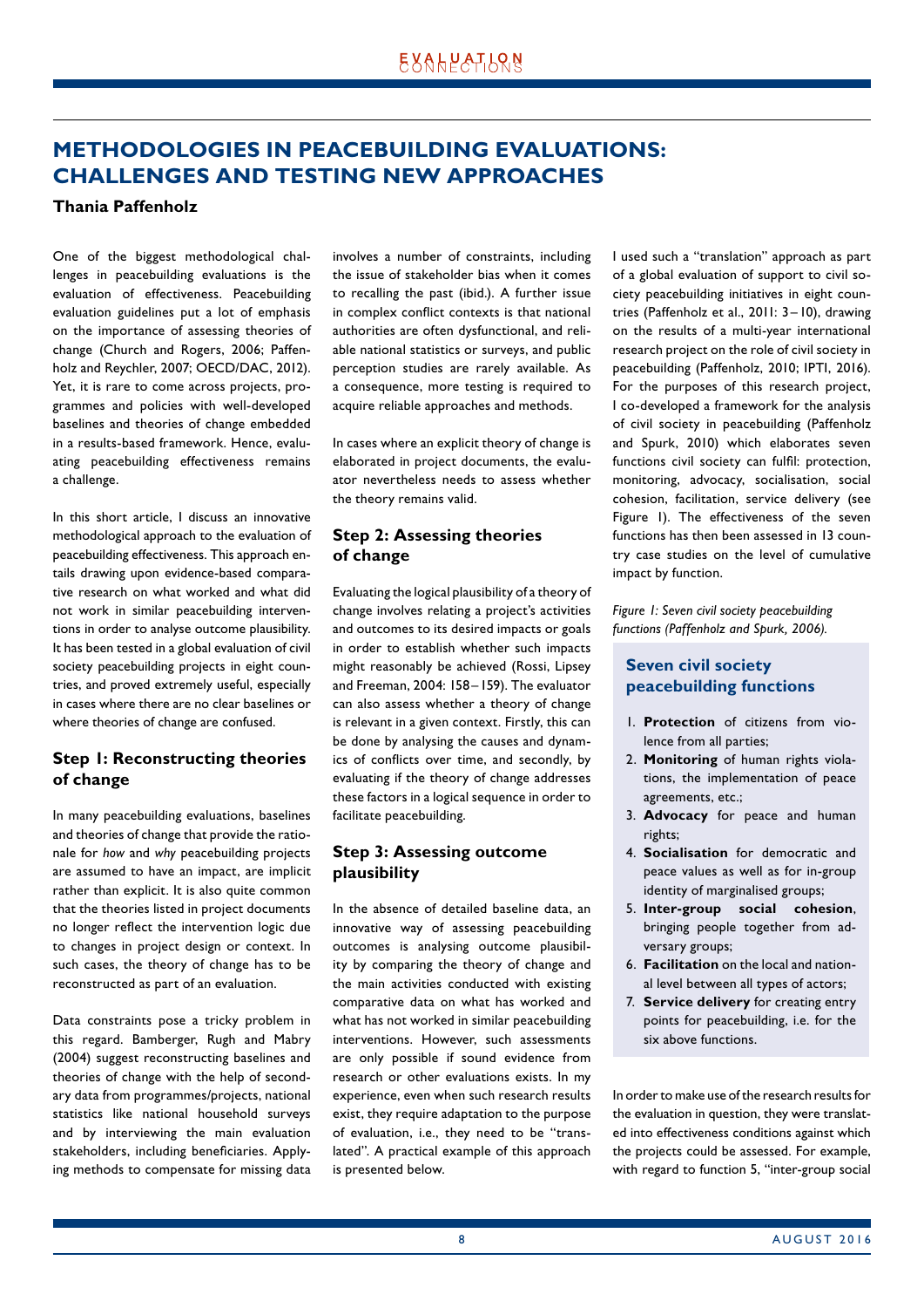## METHODOLOGIES IN PEACEBUILDING EVALUATIONS: CHALLENGES AND TESTING NEW APPROACHES

**Thania Paffenholz**

One of the biggest methodological challenges in peacebuilding evaluations is the evaluation of effectiveness. Peacebuilding evaluation guidelines put a lot of emphasis on the importance of assessing theories of change (Church and Rogers, 2006; Paffenholz and Reychler, 2007; OECD/DAC, 2012). Yet, it is rare to come across projects, programmes and policies with well-developed baselines and theories of change embedded in a results-based framework. Hence, evaluating peacebuilding effectiveness remains a challenge.

In this short article, I discuss an innovative methodological approach to the evaluation of peacebuilding effectiveness. This approach entails drawing upon evidence-based comparative research on what worked and what did not work in similar peacebuilding interventions in order to analyse outcome plausibility. It has been tested in a global evaluation of civil society peacebuilding projects in eight countries, and proved extremely useful, especially in cases where there are no clear baselines or where theories of change are confused.

### Step 1: Reconstructing theories of change

In many peacebuilding evaluations, baselines and theories of change that provide the rationale for *how* and *why* peacebuilding projects are assumed to have an impact, are implicit rather than explicit. It is also quite common that the theories listed in project documents no longer reflect the intervention logic due to changes in project design or context. In such cases, the theory of change has to be reconstructed as part of an evaluation.

Data constraints pose a tricky problem in this regard. Bamberger, Rugh and Mabry (2004) suggest reconstructing baselines and theories of change with the help of secondary data from programmes/projects, national statistics like national household surveys and by interviewing the main evaluation stakeholders, including beneficiaries. Applying methods to compensate for missing data involves a number of constraints, including the issue of stakeholder bias when it comes to recalling the past (ibid.). A further issue in complex conflict contexts is that national authorities are often dysfunctional, and reliable national statistics or surveys, and public perception studies are rarely available. As a consequence, more testing is required to acquire reliable approaches and methods.

In cases where an explicit theory of change is elaborated in project documents, the evaluator nevertheless needs to assess whether the theory remains valid.

### Step 2: Assessing theories of change

Evaluating the logical plausibility of a theory of change involves relating a project's activities and outcomes to its desired impacts or goals in order to establish whether such impacts might reasonably be achieved (Rossi, Lipsey and Freeman, 2004: 158 – 159). The evaluator can also assess whether a theory of change is relevant in a given context. Firstly, this can be done by analysing the causes and dynamics of conflicts over time, and secondly, by evaluating if the theory of change addresses these factors in a logical sequence in order to facilitate peacebuilding.

### Step 3: Assessing outcome plausibility

In the absence of detailed baseline data, an innovative way of assessing peacebuilding outcomes is analysing outcome plausibility by comparing the theory of change and the main activities conducted with existing comparative data on what has worked and what has not worked in similar peacebuilding interventions. However, such assessments are only possible if sound evidence from research or other evaluations exists. In my experience, even when such research results exist, they require adaptation to the purpose of evaluation, i.e., they need to be "translated". A practical example of this approach is presented below.

I used such a "translation" approach as part of a global evaluation of support to civil society peacebuilding initiatives in eight countries (Paffenholz et al., 2011: 3 – 10), drawing on the results of a multi-year international research project on the role of civil society in peacebuilding (Paffenholz, 2010; IPTI, 2016). For the purposes of this research project, I co-developed a framework for the analysis of civil society in peacebuilding (Paffenholz and Spurk, 2010) which elaborates seven functions civil society can fulfil: protection, monitoring, advocacy, socialisation, social cohesion, facilitation, service delivery (see Figure 1). The effectiveness of the seven functions has then been assessed in 13 country case studies on the level of cumulative impact by function.

*Figure 1: Seven civil society peacebuilding functions (Paffenholz and Spurk, 2006).*

**Seven civil society peacebuilding functions**

1. **Protection** of citizens from violence from all parties;
2. **Monitoring** of human rights violations, the implementation of peace agreements, etc.;
3. **Advocacy** for peace and human rights;
4. **Socialisation** for democratic and peace values as well as for in-group identity of marginalised groups;
5. **Inter-group social cohesion**, bringing people together from adversary groups;
6. **Facilitation** on the local and national level between all types of actors;
7. **Service delivery** for creating entry points for peacebuilding, i.e. for the six above functions.

In order to make use of the research results for the evaluation in question, they were translated into effectiveness conditions against which the projects could be assessed. For example, with regard to function 5, "inter-group social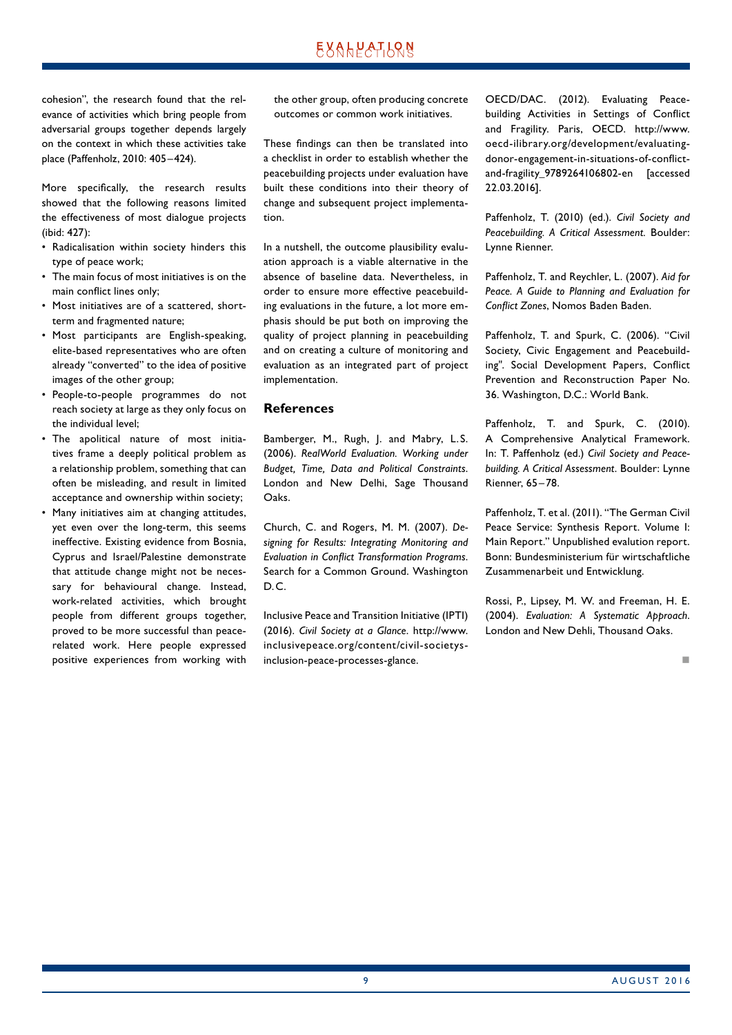cohesion", the research found that the relevance of activities which bring people from adversarial groups together depends largely on the context in which these activities take place (Paffenholz, 2010: 405–424).

More specifically, the research results showed that the following reasons limited the effectiveness of most dialogue projects (ibid: 427):

- Radicalisation within society hinders this type of peace work;
- The main focus of most initiatives is on the main conflict lines only;
- Most initiatives are of a scattered, short-term and fragmented nature;
- Most participants are English-speaking, elite-based representatives who are often already "converted" to the idea of positive images of the other group;
- People-to-people programmes do not reach society at large as they only focus on the individual level;
- The apolitical nature of most initiatives frame a deeply political problem as a relationship problem, something that can often be misleading, and result in limited acceptance and ownership within society;
- Many initiatives aim at changing attitudes, yet even over the long-term, this seems ineffective. Existing evidence from Bosnia, Cyprus and Israel/Palestine demonstrate that attitude change might not be necessary for behavioural change. Instead, work-related activities, which brought people from different groups together, proved to be more successful than peace-related work. Here people expressed positive experiences from working with the other group, often producing concrete outcomes or common work initiatives.

These findings can then be translated into a checklist in order to establish whether the peacebuilding projects under evaluation have built these conditions into their theory of change and subsequent project implementation.

In a nutshell, the outcome plausibility evaluation approach is a viable alternative in the absence of baseline data. Nevertheless, in order to ensure more effective peacebuilding evaluations in the future, a lot more emphasis should be put both on improving the quality of project planning in peacebuilding and on creating a culture of monitoring and evaluation as an integrated part of project implementation.

## References

Bamberger, M., Rugh, J. and Mabry, L.S. (2006). *RealWorld Evaluation. Working under Budget, Time, Data and Political Constraints*. London and New Delhi, Sage Thousand Oaks.

Church, C. and Rogers, M. M. (2007). *Designing for Results: Integrating Monitoring and Evaluation in Conflict Transformation Programs*. Search for a Common Ground. Washington D.C.

Inclusive Peace and Transition Initiative (IPTI) (2016). *Civil Society at a Glance*. http://www.inclusivepeace.org/content/civil-societys-inclusion-peace-processes-glance.

OECD/DAC. (2012). Evaluating Peacebuilding Activities in Settings of Conflict and Fragility. Paris, OECD. http://www.oecd-ilibrary.org/development/evaluating-donor-engagement-in-situations-of-conflict-and-fragility_9789264106802-en [accessed 22.03.2016].

Paffenholz, T. (2010) (ed.). *Civil Society and Peacebuilding. A Critical Assessment*. Boulder: Lynne Rienner.

Paffenholz, T. and Reychler, L. (2007). *Aid for Peace. A Guide to Planning and Evaluation for Conflict Zones*, Nomos Baden Baden.

Paffenholz, T. and Spurk, C. (2006). "Civil Society, Civic Engagement and Peacebuilding". Social Development Papers, Conflict Prevention and Reconstruction Paper No. 36. Washington, D.C.: World Bank.

Paffenholz, T. and Spurk, C. (2010). A Comprehensive Analytical Framework. In: T. Paffenholz (ed.) *Civil Society and Peacebuilding. A Critical Assessment*. Boulder: Lynne Rienner, 65–78.

Paffenholz, T. et al. (2011). "The German Civil Peace Service: Synthesis Report. Volume I: Main Report." Unpublished evalution report. Bonn: Bundesministerium für wirtschaftliche Zusammenarbeit und Entwicklung.

Rossi, P., Lipsey, M. W. and Freeman, H. E. (2004). *Evaluation: A Systematic Approach*. London and New Dehli, Thousand Oaks.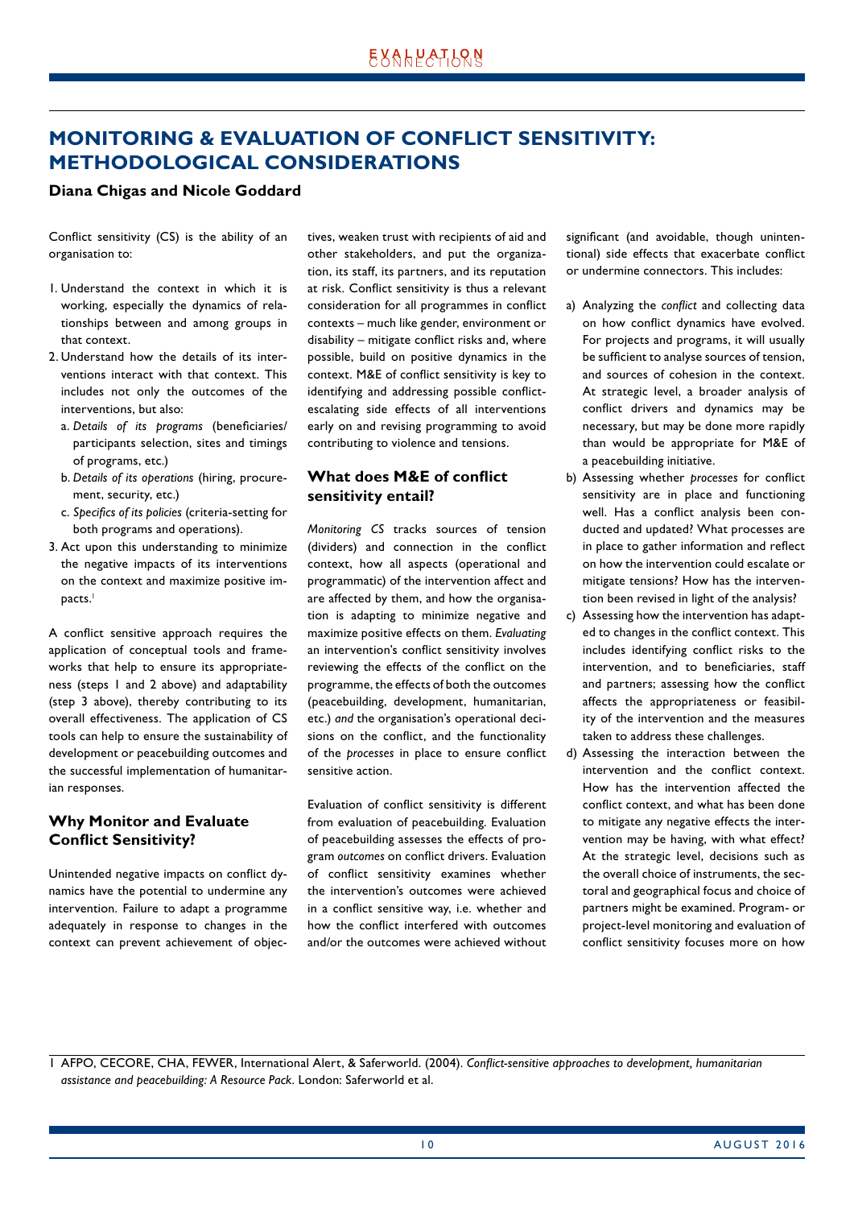## MONITORING & EVALUATION OF CONFLICT SENSITIVITY: METHODOLOGICAL CONSIDERATIONS

**Diana Chigas and Nicole Goddard**

Conflict sensitivity (CS) is the ability of an organisation to:

1. Understand the context in which it is working, especially the dynamics of relationships between and among groups in that context.
2. Understand how the details of its interventions interact with that context. This includes not only the outcomes of the interventions, but also:
   a. *Details of its programs* (beneficiaries/participants selection, sites and timings of programs, etc.)
   b. *Details of its operations* (hiring, procurement, security, etc.)
   c. *Specifics of its policies* (criteria-setting for both programs and operations).
3. Act upon this understanding to minimize the negative impacts of its interventions on the context and maximize positive impacts.[1]

A conflict sensitive approach requires the application of conceptual tools and frameworks that help to ensure its appropriateness (steps 1 and 2 above) and adaptability (step 3 above), thereby contributing to its overall effectiveness. The application of CS tools can help to ensure the sustainability of development or peacebuilding outcomes and the successful implementation of humanitarian responses.

### Why Monitor and Evaluate Conflict Sensitivity?

Unintended negative impacts on conflict dynamics have the potential to undermine any intervention. Failure to adapt a programme adequately in response to changes in the context can prevent achievement of objectives, weaken trust with recipients of aid and other stakeholders, and put the organization, its staff, its partners, and its reputation at risk. Conflict sensitivity is thus a relevant consideration for all programmes in conflict contexts – much like gender, environment or disability – mitigate conflict risks and, where possible, build on positive dynamics in the context. M&E of conflict sensitivity is key to identifying and addressing possible conflict-escalating side effects of all interventions early on and revising programming to avoid contributing to violence and tensions.

### What does M&E of conflict sensitivity entail?

*Monitoring CS* tracks sources of tension (dividers) and connection in the conflict context, how all aspects (operational and programmatic) of the intervention affect and are affected by them, and how the organisation is adapting to minimize negative and maximize positive effects on them. *Evaluating* an intervention's conflict sensitivity involves reviewing the effects of the conflict on the programme, the effects of both the outcomes (peacebuilding, development, humanitarian, etc.) *and* the organisation's operational decisions on the conflict, and the functionality of the *processes* in place to ensure conflict sensitive action.

Evaluation of conflict sensitivity is different from evaluation of peacebuilding. Evaluation of peacebuilding assesses the effects of program *outcomes* on conflict drivers. Evaluation of conflict sensitivity examines whether the intervention's outcomes were achieved in a conflict sensitive way, i.e. whether and how the conflict interfered with outcomes and/or the outcomes were achieved without significant (and avoidable, though unintentional) side effects that exacerbate conflict or undermine connectors. This includes:

a) Analyzing the *conflict* and collecting data on how conflict dynamics have evolved. For projects and programs, it will usually be sufficient to analyse sources of tension, and sources of cohesion in the context. At strategic level, a broader analysis of conflict drivers and dynamics may be necessary, but may be done more rapidly than would be appropriate for M&E of a peacebuilding initiative.
b) Assessing whether *processes* for conflict sensitivity are in place and functioning well. Has a conflict analysis been conducted and updated? What processes are in place to gather information and reflect on how the intervention could escalate or mitigate tensions? How has the intervention been revised in light of the analysis?
c) Assessing how the intervention has adapted to changes in the conflict context. This includes identifying conflict risks to the intervention, and to beneficiaries, staff and partners; assessing how the conflict affects the appropriateness or feasibility of the intervention and the measures taken to address these challenges.
d) Assessing the interaction between the intervention and the conflict context. How has the intervention affected the conflict context, and what has been done to mitigate any negative effects the intervention may be having, with what effect? At the strategic level, decisions such as the overall choice of instruments, the sectoral and geographical focus and choice of partners might be examined. Program- or project-level monitoring and evaluation of conflict sensitivity focuses more on how

1 AFPO, CECORE, CHA, FEWER, International Alert, & Saferworld. (2004). *Conflict-sensitive approaches to development, humanitarian assistance and peacebuilding: A Resource Pack.* London: Saferworld et al.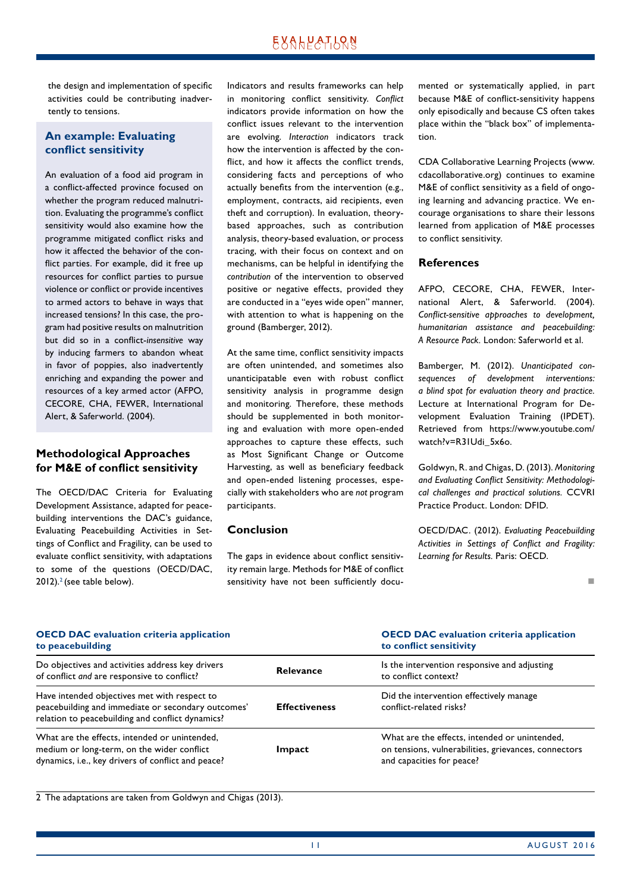the design and implementation of specific activities could be contributing inadvertently to tensions.

### An example: Evaluating conflict sensitivity

An evaluation of a food aid program in a conflict-affected province focused on whether the program reduced malnutrition. Evaluating the programme's conflict sensitivity would also examine how the programme mitigated conflict risks and how it affected the behavior of the conflict parties. For example, did it free up resources for conflict parties to pursue violence or conflict or provide incentives to armed actors to behave in ways that increased tensions? In this case, the program had positive results on malnutrition but did so in a conflict-*insensitive* way by inducing farmers to abandon wheat in favor of poppies, also inadvertently enriching and expanding the power and resources of a key armed actor (AFPO, CECORE, CHA, FEWER, International Alert, & Saferworld. (2004).

## Methodological Approaches for M&E of conflict sensitivity

The OECD/DAC Criteria for Evaluating Development Assistance, adapted for peacebuilding interventions the DAC's guidance, Evaluating Peacebuilding Activities in Settings of Conflict and Fragility, can be used to evaluate conflict sensitivity, with adaptations to some of the questions (OECD/DAC, 2012).[2] (see table below).

Indicators and results frameworks can help in monitoring conflict sensitivity. *Conflict* indicators provide information on how the conflict issues relevant to the intervention are evolving. *Interaction* indicators track how the intervention is affected by the conflict, and how it affects the conflict trends, considering facts and perceptions of who actually benefits from the intervention (e.g., employment, contracts, aid recipients, even theft and corruption). In evaluation, theory-based approaches, such as contribution analysis, theory-based evaluation, or process tracing, with their focus on context and on mechanisms, can be helpful in identifying the *contribution* of the intervention to observed positive or negative effects, provided they are conducted in a "eyes wide open" manner, with attention to what is happening on the ground (Bamberger, 2012).

At the same time, conflict sensitivity impacts are often unintended, and sometimes also unanticipatable even with robust conflict sensitivity analysis in programme design and monitoring. Therefore, these methods should be supplemented in both monitoring and evaluation with more open-ended approaches to capture these effects, such as Most Significant Change or Outcome Harvesting, as well as beneficiary feedback and open-ended listening processes, especially with stakeholders who are *not* program participants.

## Conclusion

The gaps in evidence about conflict sensitivity remain large. Methods for M&E of conflict sensitivity have not been sufficiently documented or systematically applied, in part because M&E of conflict-sensitivity happens only episodically and because CS often takes place within the "black box" of implementation.

CDA Collaborative Learning Projects (www.cdacollaborative.org) continues to examine M&E of conflict sensitivity as a field of ongoing learning and advancing practice. We encourage organisations to share their lessons learned from application of M&E processes to conflict sensitivity.

## References

AFPO, CECORE, CHA, FEWER, International Alert, & Saferworld. (2004). *Conflict-sensitive approaches to development, humanitarian assistance and peacebuilding: A Resource Pack*. London: Saferworld et al.

Bamberger, M. (2012). *Unanticipated consequences of development interventions: a blind spot for evaluation theory and practice.* Lecture at International Program for Development Evaluation Training (IPDET). Retrieved from https://www.youtube.com/watch?v=R31Udi_5x6o.

Goldwyn, R. and Chigas, D. (2013). *Monitoring and Evaluating Conflict Sensitivity: Methodological challenges and practical solutions.* CCVRI Practice Product. London: DFID.

OECD/DAC. (2012). *Evaluating Peacebuilding Activities in Settings of Conflict and Fragility: Learning for Results.* Paris: OECD.

| OECD DAC evaluation criteria application to peacebuilding | | OECD DAC evaluation criteria application to conflict sensitivity |
|---|---|---|
| Do objectives and activities address key drivers of conflict *and* are responsive to conflict? | **Relevance** | Is the intervention responsive and adjusting to conflict context? |
| Have intended objectives met with respect to peacebuilding and immediate or secondary outcomes' relation to peacebuilding and conflict dynamics? | **Effectiveness** | Did the intervention effectively manage conflict-related risks? |
| What are the effects, intended or unintended, medium or long-term, on the wider conflict dynamics, i.e., key drivers of conflict and peace? | **Impact** | What are the effects, intended or unintended, on tensions, vulnerabilities, grievances, connectors and capacities for peace? |

2 The adaptations are taken from Goldwyn and Chigas (2013).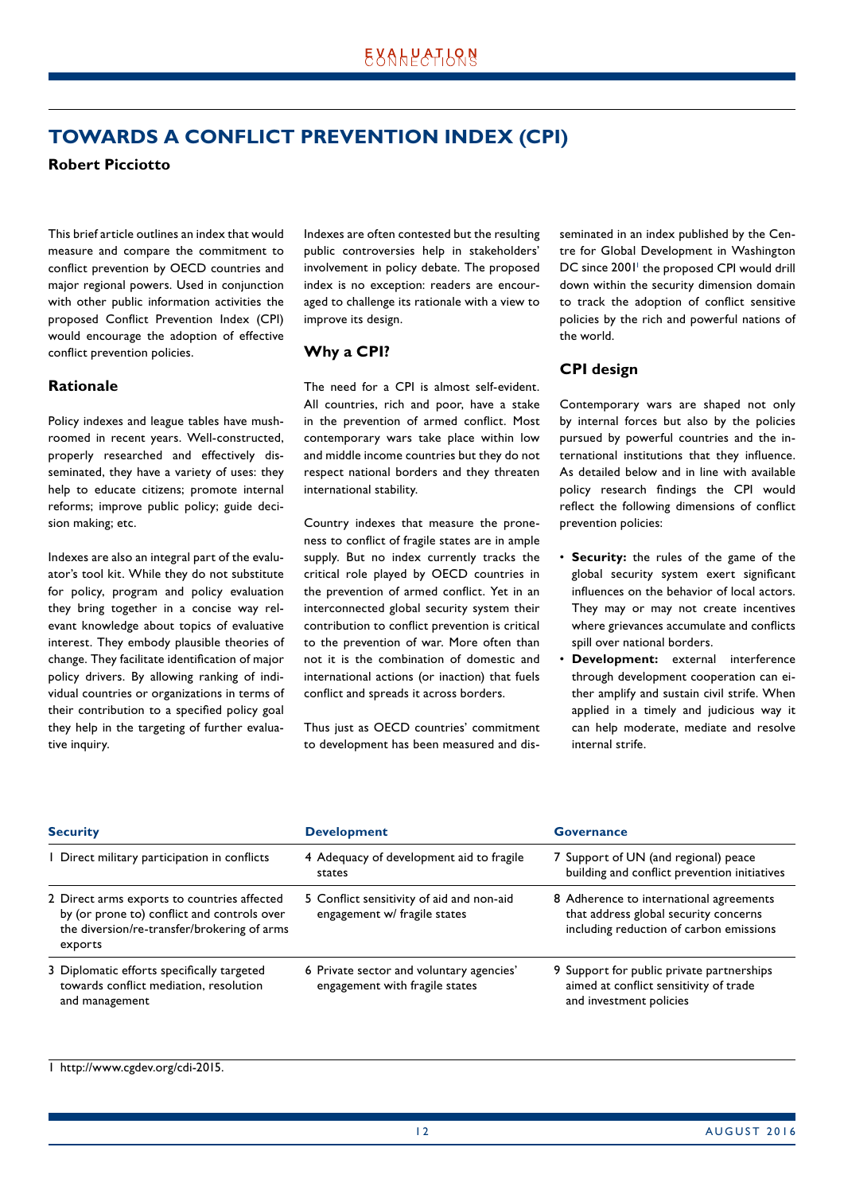# TOWARDS A CONFLICT PREVENTION INDEX (CPI)

**Robert Picciotto**

This brief article outlines an index that would measure and compare the commitment to conflict prevention by OECD countries and major regional powers. Used in conjunction with other public information activities the proposed Conflict Prevention Index (CPI) would encourage the adoption of effective conflict prevention policies.

## Rationale

Policy indexes and league tables have mushroomed in recent years. Well-constructed, properly researched and effectively disseminated, they have a variety of uses: they help to educate citizens; promote internal reforms; improve public policy; guide decision making; etc.

Indexes are also an integral part of the evaluator's tool kit. While they do not substitute for policy, program and policy evaluation they bring together in a concise way relevant knowledge about topics of evaluative interest. They embody plausible theories of change. They facilitate identification of major policy drivers. By allowing ranking of individual countries or organizations in terms of their contribution to a specified policy goal they help in the targeting of further evaluative inquiry.

Indexes are often contested but the resulting public controversies help in stakeholders' involvement in policy debate. The proposed index is no exception: readers are encouraged to challenge its rationale with a view to improve its design.

## Why a CPI?

The need for a CPI is almost self-evident. All countries, rich and poor, have a stake in the prevention of armed conflict. Most contemporary wars take place within low and middle income countries but they do not respect national borders and they threaten international stability.

Country indexes that measure the proneness to conflict of fragile states are in ample supply. But no index currently tracks the critical role played by OECD countries in the prevention of armed conflict. Yet in an interconnected global security system their contribution to conflict prevention is critical to the prevention of war. More often than not it is the combination of domestic and international actions (or inaction) that fuels conflict and spreads it across borders.

Thus just as OECD countries' commitment to development has been measured and disseminated in an index published by the Centre for Global Development in Washington DC since 2001[1] the proposed CPI would drill down within the security dimension domain to track the adoption of conflict sensitive policies by the rich and powerful nations of the world.

## CPI design

Contemporary wars are shaped not only by internal forces but also by the policies pursued by powerful countries and the international institutions that they influence. As detailed below and in line with available policy research findings the CPI would reflect the following dimensions of conflict prevention policies:

- **Security:** the rules of the game of the global security system exert significant influences on the behavior of local actors. They may or may not create incentives where grievances accumulate and conflicts spill over national borders.
- **Development:** external interference through development cooperation can either amplify and sustain civil strife. When applied in a timely and judicious way it can help moderate, mediate and resolve internal strife.

| Security | Development | Governance |
|---|---|---|
| 1 Direct military participation in conflicts | 4 Adequacy of development aid to fragile states | 7 Support of UN (and regional) peace building and conflict prevention initiatives |
| 2 Direct arms exports to countries affected by (or prone to) conflict and controls over the diversion/re-transfer/brokering of arms exports | 5 Conflict sensitivity of aid and non-aid engagement w/ fragile states | 8 Adherence to international agreements that address global security concerns including reduction of carbon emissions |
| 3 Diplomatic efforts specifically targeted towards conflict mediation, resolution and management | 6 Private sector and voluntary agencies' engagement with fragile states | 9 Support for public private partnerships aimed at conflict sensitivity of trade and investment policies |

1 http://www.cgdev.org/cdi-2015.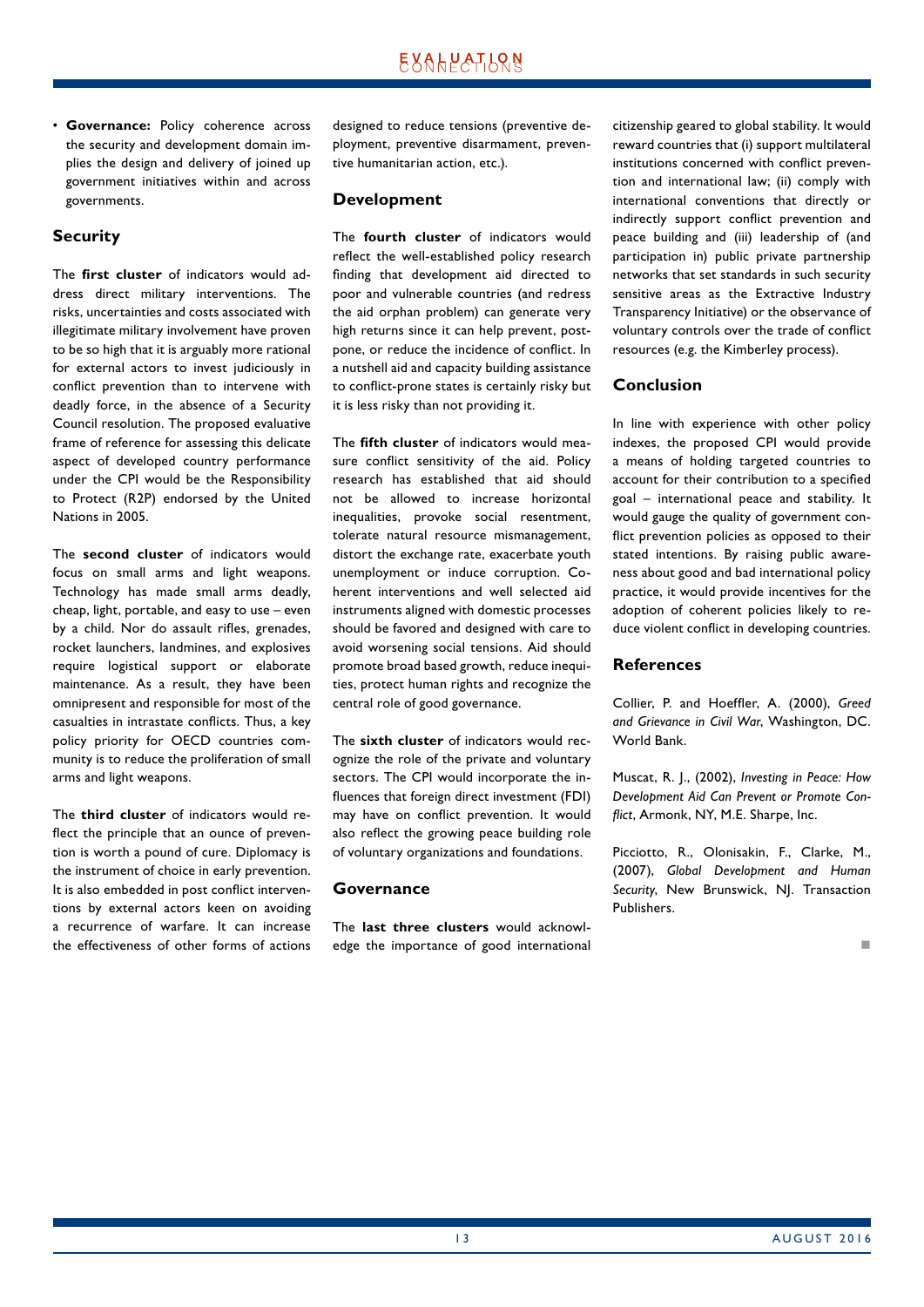- **Governance:** Policy coherence across the security and development domain implies the design and delivery of joined up government initiatives within and across governments.

## Security

The **first cluster** of indicators would address direct military interventions. The risks, uncertainties and costs associated with illegitimate military involvement have proven to be so high that it is arguably more rational for external actors to invest judiciously in conflict prevention than to intervene with deadly force, in the absence of a Security Council resolution. The proposed evaluative frame of reference for assessing this delicate aspect of developed country performance under the CPI would be the Responsibility to Protect (R2P) endorsed by the United Nations in 2005.

The **second cluster** of indicators would focus on small arms and light weapons. Technology has made small arms deadly, cheap, light, portable, and easy to use – even by a child. Nor do assault rifles, grenades, rocket launchers, landmines, and explosives require logistical support or elaborate maintenance. As a result, they have been omnipresent and responsible for most of the casualties in intrastate conflicts. Thus, a key policy priority for OECD countries community is to reduce the proliferation of small arms and light weapons.

The **third cluster** of indicators would reflect the principle that an ounce of prevention is worth a pound of cure. Diplomacy is the instrument of choice in early prevention. It is also embedded in post conflict interventions by external actors keen on avoiding a recurrence of warfare. It can increase the effectiveness of other forms of actions designed to reduce tensions (preventive deployment, preventive disarmament, preventive humanitarian action, etc.).

## Development

The **fourth cluster** of indicators would reflect the well-established policy research finding that development aid directed to poor and vulnerable countries (and redress the aid orphan problem) can generate very high returns since it can help prevent, postpone, or reduce the incidence of conflict. In a nutshell aid and capacity building assistance to conflict-prone states is certainly risky but it is less risky than not providing it.

The **fifth cluster** of indicators would measure conflict sensitivity of the aid. Policy research has established that aid should not be allowed to increase horizontal inequalities, provoke social resentment, tolerate natural resource mismanagement, distort the exchange rate, exacerbate youth unemployment or induce corruption. Coherent interventions and well selected aid instruments aligned with domestic processes should be favored and designed with care to avoid worsening social tensions. Aid should promote broad based growth, reduce inequities, protect human rights and recognize the central role of good governance.

The **sixth cluster** of indicators would recognize the role of the private and voluntary sectors. The CPI would incorporate the influences that foreign direct investment (FDI) may have on conflict prevention. It would also reflect the growing peace building role of voluntary organizations and foundations.

## Governance

The **last three clusters** would acknowledge the importance of good international citizenship geared to global stability. It would reward countries that (i) support multilateral institutions concerned with conflict prevention and international law; (ii) comply with international conventions that directly or indirectly support conflict prevention and peace building and (iii) leadership of (and participation in) public private partnership networks that set standards in such security sensitive areas as the Extractive Industry Transparency Initiative) or the observance of voluntary controls over the trade of conflict resources (e.g. the Kimberley process).

## Conclusion

In line with experience with other policy indexes, the proposed CPI would provide a means of holding targeted countries to account for their contribution to a specified goal – international peace and stability. It would gauge the quality of government conflict prevention policies as opposed to their stated intentions. By raising public awareness about good and bad international policy practice, it would provide incentives for the adoption of coherent policies likely to reduce violent conflict in developing countries.

## References

Collier, P. and Hoeffler, A. (2000), *Greed and Grievance in Civil War*, Washington, DC. World Bank.

Muscat, R. J., (2002), *Investing in Peace: How Development Aid Can Prevent or Promote Conflict*, Armonk, NY, M.E. Sharpe, Inc.

Picciotto, R., Olonisakin, F., Clarke, M., (2007), *Global Development and Human Security*, New Brunswick, NJ. Transaction Publishers.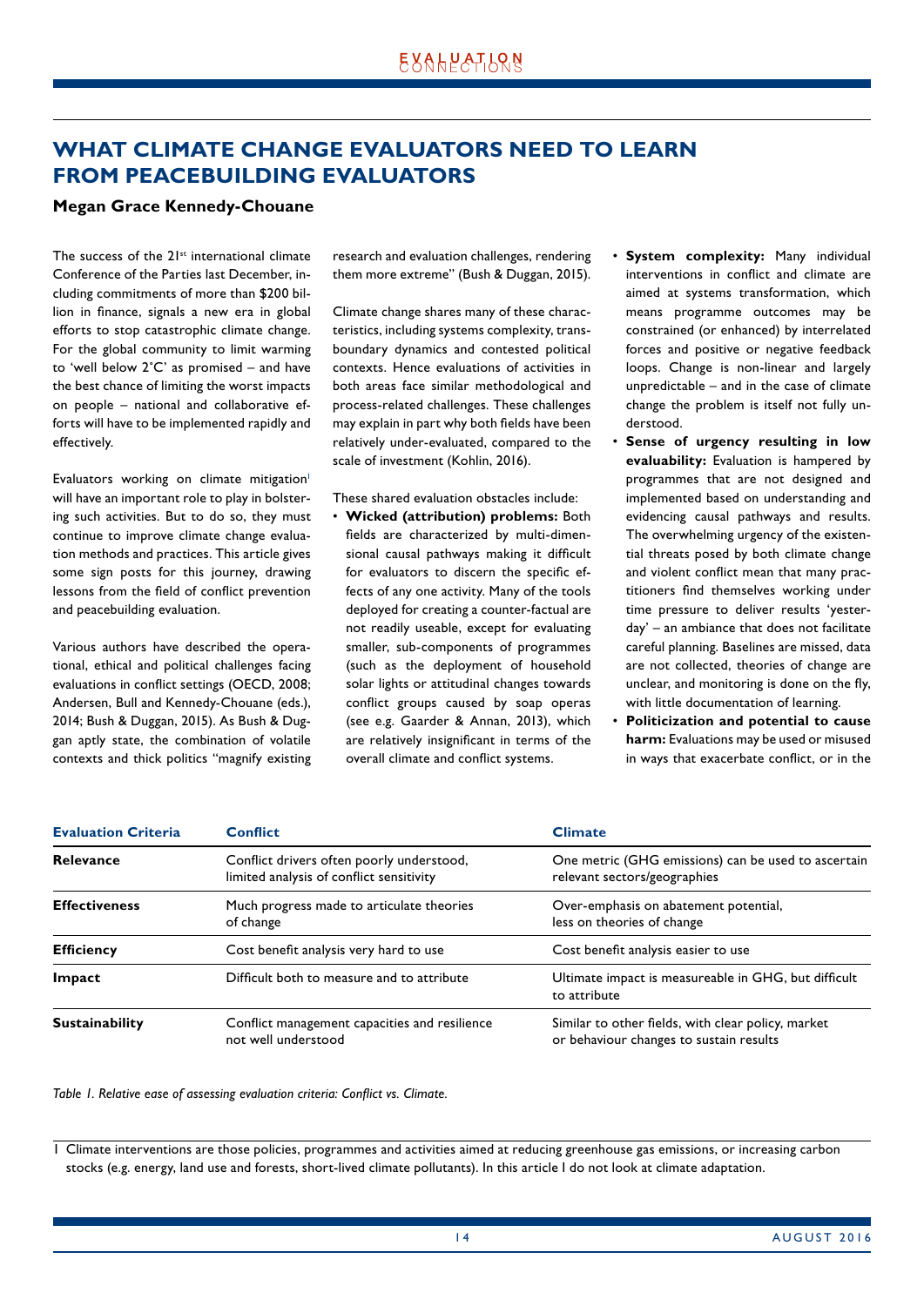# WHAT CLIMATE CHANGE EVALUATORS NEED TO LEARN FROM PEACEBUILDING EVALUATORS

**Megan Grace Kennedy-Chouane**

The success of the 21st international climate Conference of the Parties last December, including commitments of more than $200 billion in finance, signals a new era in global efforts to stop catastrophic climate change. For the global community to limit warming to 'well below 2°C' as promised – and have the best chance of limiting the worst impacts on people – national and collaborative efforts will have to be implemented rapidly and effectively.

Evaluators working on climate mitigation[1] will have an important role to play in bolstering such activities. But to do so, they must continue to improve climate change evaluation methods and practices. This article gives some sign posts for this journey, drawing lessons from the field of conflict prevention and peacebuilding evaluation.

Various authors have described the operational, ethical and political challenges facing evaluations in conflict settings (OECD, 2008; Andersen, Bull and Kennedy-Chouane (eds.), 2014; Bush & Duggan, 2015). As Bush & Duggan aptly state, the combination of volatile contexts and thick politics "magnify existing research and evaluation challenges, rendering them more extreme" (Bush & Duggan, 2015).

Climate change shares many of these characteristics, including systems complexity, trans-boundary dynamics and contested political contexts. Hence evaluations of activities in both areas face similar methodological and process-related challenges. These challenges may explain in part why both fields have been relatively under-evaluated, compared to the scale of investment (Kohlin, 2016).

These shared evaluation obstacles include:

- **Wicked (attribution) problems:** Both fields are characterized by multi-dimensional causal pathways making it difficult for evaluators to discern the specific effects of any one activity. Many of the tools deployed for creating a counter-factual are not readily useable, except for evaluating smaller, sub-components of programmes (such as the deployment of household solar lights or attitudinal changes towards conflict groups caused by soap operas (see e.g. Gaarder & Annan, 2013), which are relatively insignificant in terms of the overall climate and conflict systems.
- **System complexity:** Many individual interventions in conflict and climate are aimed at systems transformation, which means programme outcomes may be constrained (or enhanced) by interrelated forces and positive or negative feedback loops. Change is non-linear and largely unpredictable – and in the case of climate change the problem is itself not fully understood.
- **Sense of urgency resulting in low evaluability:** Evaluation is hampered by programmes that are not designed and implemented based on understanding and evidencing causal pathways and results. The overwhelming urgency of the existential threats posed by both climate change and violent conflict mean that many practitioners find themselves working under time pressure to deliver results 'yesterday' – an ambiance that does not facilitate careful planning. Baselines are missed, data are not collected, theories of change are unclear, and monitoring is done on the fly, with little documentation of learning.
- **Politicization and potential to cause harm:** Evaluations may be used or misused in ways that exacerbate conflict, or in the

| Evaluation Criteria | Conflict | Climate |
|---|---|---|
| **Relevance** | Conflict drivers often poorly understood, limited analysis of conflict sensitivity | One metric (GHG emissions) can be used to ascertain relevant sectors/geographies |
| **Effectiveness** | Much progress made to articulate theories of change | Over-emphasis on abatement potential, less on theories of change |
| **Efficiency** | Cost benefit analysis very hard to use | Cost benefit analysis easier to use |
| **Impact** | Difficult both to measure and to attribute | Ultimate impact is measureable in GHG, but difficult to attribute |
| **Sustainability** | Conflict management capacities and resilience not well understood | Similar to other fields, with clear policy, market or behaviour changes to sustain results |

*Table 1. Relative ease of assessing evaluation criteria: Conflict vs. Climate.*

[1] Climate interventions are those policies, programmes and activities aimed at reducing greenhouse gas emissions, or increasing carbon stocks (e.g. energy, land use and forests, short-lived climate pollutants). In this article I do not look at climate adaptation.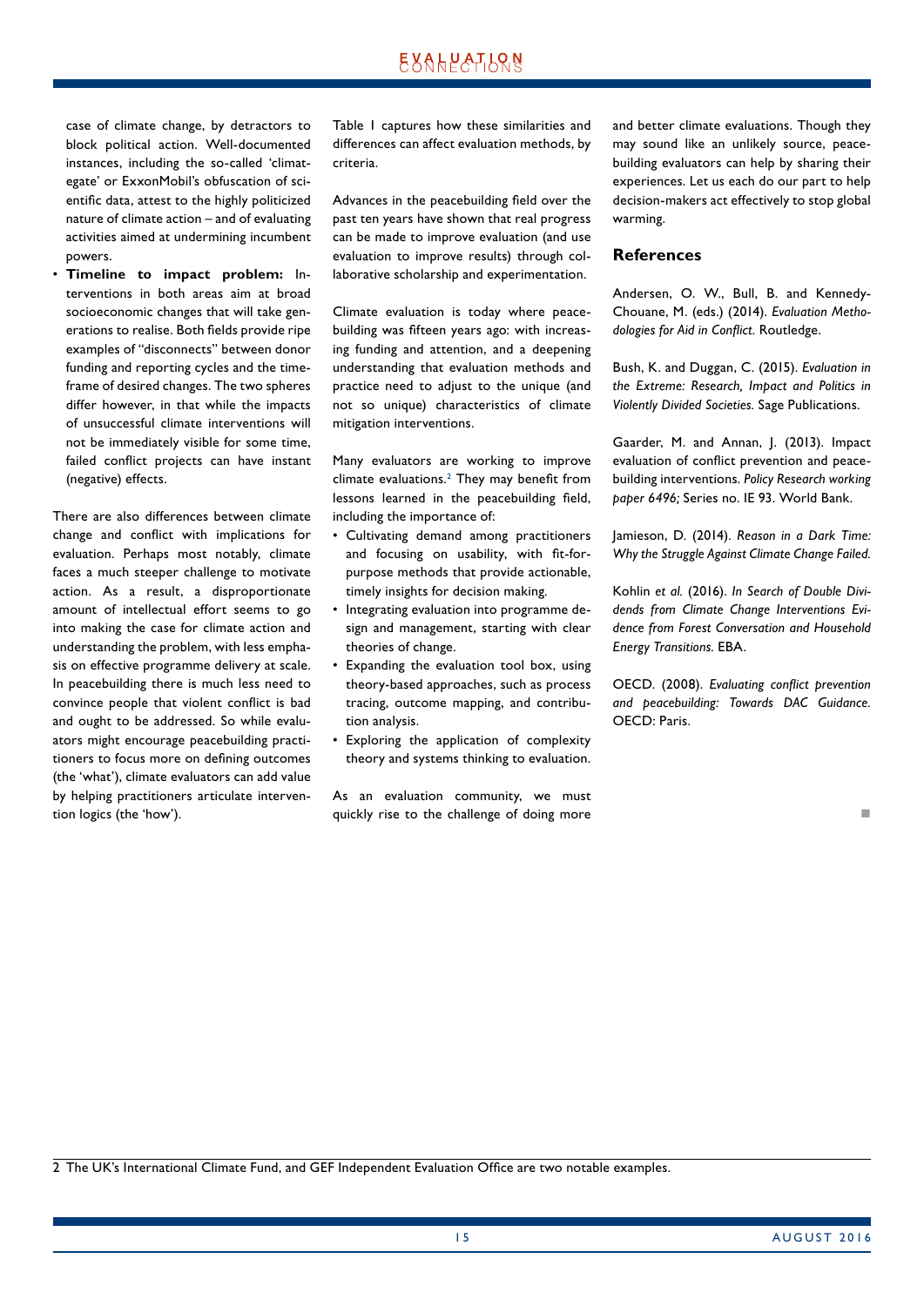case of climate change, by detractors to block political action. Well-documented instances, including the so-called 'climategate' or ExxonMobil's obfuscation of scientific data, attest to the highly politicized nature of climate action – and of evaluating activities aimed at undermining incumbent powers.

- **Timeline to impact problem:** Interventions in both areas aim at broad socioeconomic changes that will take generations to realise. Both fields provide ripe examples of "disconnects" between donor funding and reporting cycles and the timeframe of desired changes. The two spheres differ however, in that while the impacts of unsuccessful climate interventions will not be immediately visible for some time, failed conflict projects can have instant (negative) effects.

There are also differences between climate change and conflict with implications for evaluation. Perhaps most notably, climate faces a much steeper challenge to motivate action. As a result, a disproportionate amount of intellectual effort seems to go into making the case for climate action and understanding the problem, with less emphasis on effective programme delivery at scale. In peacebuilding there is much less need to convince people that violent conflict is bad and ought to be addressed. So while evaluators might encourage peacebuilding practitioners to focus more on defining outcomes (the 'what'), climate evaluators can add value by helping practitioners articulate intervention logics (the 'how').

Table 1 captures how these similarities and differences can affect evaluation methods, by criteria.

Advances in the peacebuilding field over the past ten years have shown that real progress can be made to improve evaluation (and use evaluation to improve results) through collaborative scholarship and experimentation.

Climate evaluation is today where peacebuilding was fifteen years ago: with increasing funding and attention, and a deepening understanding that evaluation methods and practice need to adjust to the unique (and not so unique) characteristics of climate mitigation interventions.

Many evaluators are working to improve climate evaluations.[2] They may benefit from lessons learned in the peacebuilding field, including the importance of:

- Cultivating demand among practitioners and focusing on usability, with fit-for-purpose methods that provide actionable, timely insights for decision making.
- Integrating evaluation into programme design and management, starting with clear theories of change.
- Expanding the evaluation tool box, using theory-based approaches, such as process tracing, outcome mapping, and contribution analysis.
- Exploring the application of complexity theory and systems thinking to evaluation.

As an evaluation community, we must quickly rise to the challenge of doing more and better climate evaluations. Though they may sound like an unlikely source, peacebuilding evaluators can help by sharing their experiences. Let us each do our part to help decision-makers act effectively to stop global warming.

## References

Andersen, O. W., Bull, B. and Kennedy-Chouane, M. (eds.) (2014). *Evaluation Methodologies for Aid in Conflict.* Routledge.

Bush, K. and Duggan, C. (2015). *Evaluation in the Extreme: Research, Impact and Politics in Violently Divided Societies.* Sage Publications.

Gaarder, M. and Annan, J. (2013). Impact evaluation of conflict prevention and peacebuilding interventions. *Policy Research working paper 6496;* Series no. IE 93. World Bank.

Jamieson, D. (2014). *Reason in a Dark Time: Why the Struggle Against Climate Change Failed.*

Kohlin *et al.* (2016). *In Search of Double Dividends from Climate Change Interventions Evidence from Forest Conversation and Household Energy Transitions.* EBA.

OECD. (2008). *Evaluating conflict prevention and peacebuilding: Towards DAC Guidance.* OECD: Paris.

2 The UK's International Climate Fund, and GEF Independent Evaluation Office are two notable examples.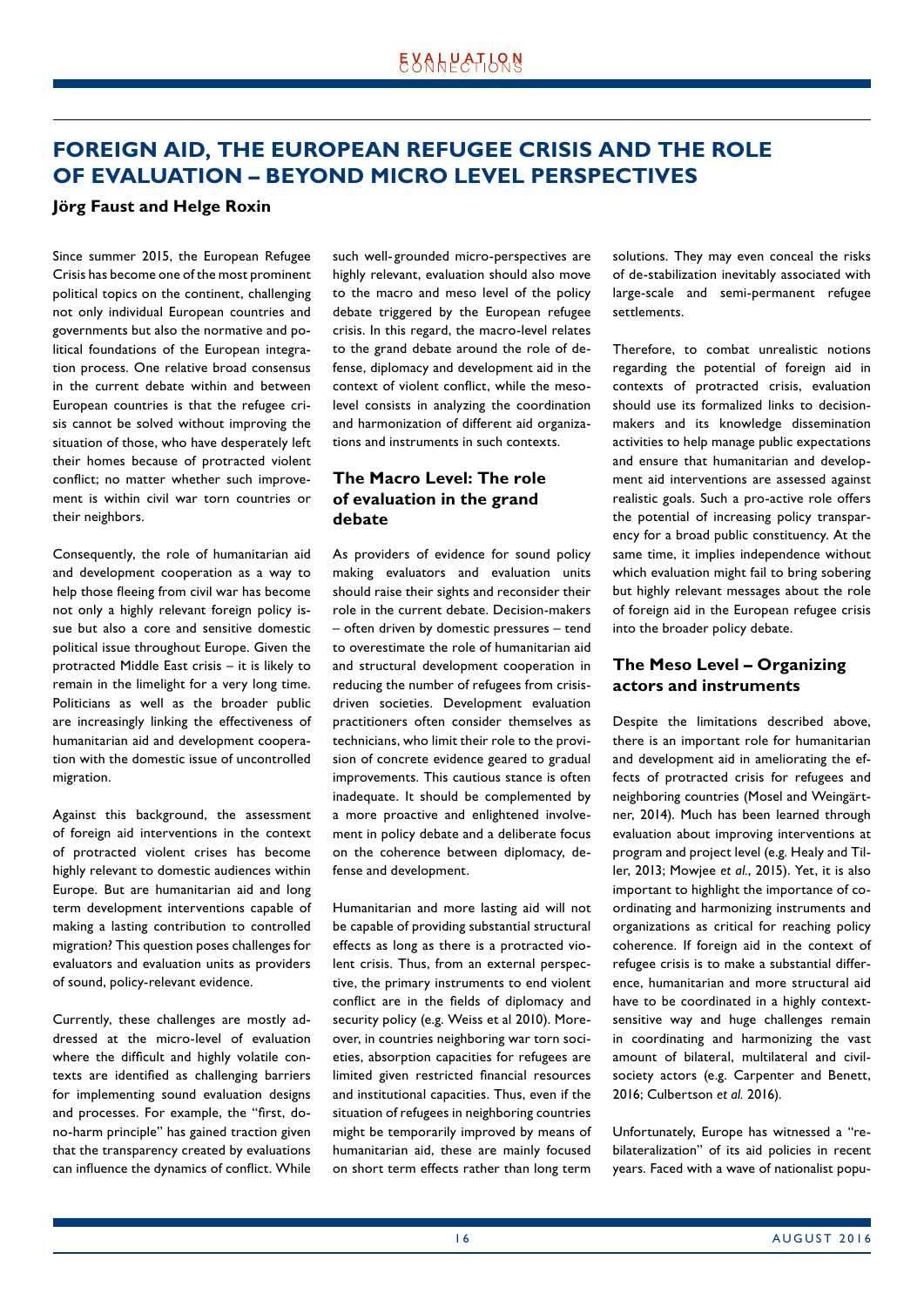# FOREIGN AID, THE EUROPEAN REFUGEE CRISIS AND THE ROLE OF EVALUATION – BEYOND MICRO LEVEL PERSPECTIVES

**Jörg Faust and Helge Roxin**

Since summer 2015, the European Refugee Crisis has become one of the most prominent political topics on the continent, challenging not only individual European countries and governments but also the normative and political foundations of the European integration process. One relative broad consensus in the current debate within and between European countries is that the refugee crisis cannot be solved without improving the situation of those, who have desperately left their homes because of protracted violent conflict; no matter whether such improvement is within civil war torn countries or their neighbors.

Consequently, the role of humanitarian aid and development cooperation as a way to help those fleeing from civil war has become not only a highly relevant foreign policy issue but also a core and sensitive domestic political issue throughout Europe. Given the protracted Middle East crisis – it is likely to remain in the limelight for a very long time. Politicians as well as the broader public are increasingly linking the effectiveness of humanitarian aid and development cooperation with the domestic issue of uncontrolled migration.

Against this background, the assessment of foreign aid interventions in the context of protracted violent crises has become highly relevant to domestic audiences within Europe. But are humanitarian aid and long term development interventions capable of making a lasting contribution to controlled migration? This question poses challenges for evaluators and evaluation units as providers of sound, policy-relevant evidence.

Currently, these challenges are mostly addressed at the micro-level of evaluation where the difficult and highly volatile contexts are identified as challenging barriers for implementing sound evaluation designs and processes. For example, the "first, do-no-harm principle" has gained traction given that the transparency created by evaluations can influence the dynamics of conflict. While such well-grounded micro-perspectives are highly relevant, evaluation should also move to the macro and meso level of the policy debate triggered by the European refugee crisis. In this regard, the macro-level relates to the grand debate around the role of defense, diplomacy and development aid in the context of violent conflict, while the meso-level consists in analyzing the coordination and harmonization of different aid organizations and instruments in such contexts.

## The Macro Level: The role of evaluation in the grand debate

As providers of evidence for sound policy making evaluators and evaluation units should raise their sights and reconsider their role in the current debate. Decision-makers – often driven by domestic pressures – tend to overestimate the role of humanitarian aid and structural development cooperation in reducing the number of refugees from crisis-driven societies. Development evaluation practitioners often consider themselves as technicians, who limit their role to the provision of concrete evidence geared to gradual improvements. This cautious stance is often inadequate. It should be complemented by a more proactive and enlightened involvement in policy debate and a deliberate focus on the coherence between diplomacy, defense and development.

Humanitarian and more lasting aid will not be capable of providing substantial structural effects as long as there is a protracted violent crisis. Thus, from an external perspective, the primary instruments to end violent conflict are in the fields of diplomacy and security policy (e.g. Weiss et al 2010). Moreover, in countries neighboring war torn societies, absorption capacities for refugees are limited given restricted financial resources and institutional capacities. Thus, even if the situation of refugees in neighboring countries might be temporarily improved by means of humanitarian aid, these are mainly focused on short term effects rather than long term solutions. They may even conceal the risks of de-stabilization inevitably associated with large-scale and semi-permanent refugee settlements.

Therefore, to combat unrealistic notions regarding the potential of foreign aid in contexts of protracted crisis, evaluation should use its formalized links to decision-makers and its knowledge dissemination activities to help manage public expectations and ensure that humanitarian and development aid interventions are assessed against realistic goals. Such a pro-active role offers the potential of increasing policy transparency for a broad public constituency. At the same time, it implies independence without which evaluation might fail to bring sobering but highly relevant messages about the role of foreign aid in the European refugee crisis into the broader policy debate.

## The Meso Level – Organizing actors and instruments

Despite the limitations described above, there is an important role for humanitarian and development aid in ameliorating the effects of protracted crisis for refugees and neighboring countries (Mosel and Weingärtner, 2014). Much has been learned through evaluation about improving interventions at program and project level (e.g. Healy and Tiller, 2013; Mowjee *et al.*, 2015). Yet, it is also important to highlight the importance of coordinating and harmonizing instruments and organizations as critical for reaching policy coherence. If foreign aid in the context of refugee crisis is to make a substantial difference, humanitarian and more structural aid have to be coordinated in a highly context-sensitive way and huge challenges remain in coordinating and harmonizing the vast amount of bilateral, multilateral and civil-society actors (e.g. Carpenter and Benett, 2016; Culbertson *et al.* 2016).

Unfortunately, Europe has witnessed a "re-bilateralization" of its aid policies in recent years. Faced with a wave of nationalist popu-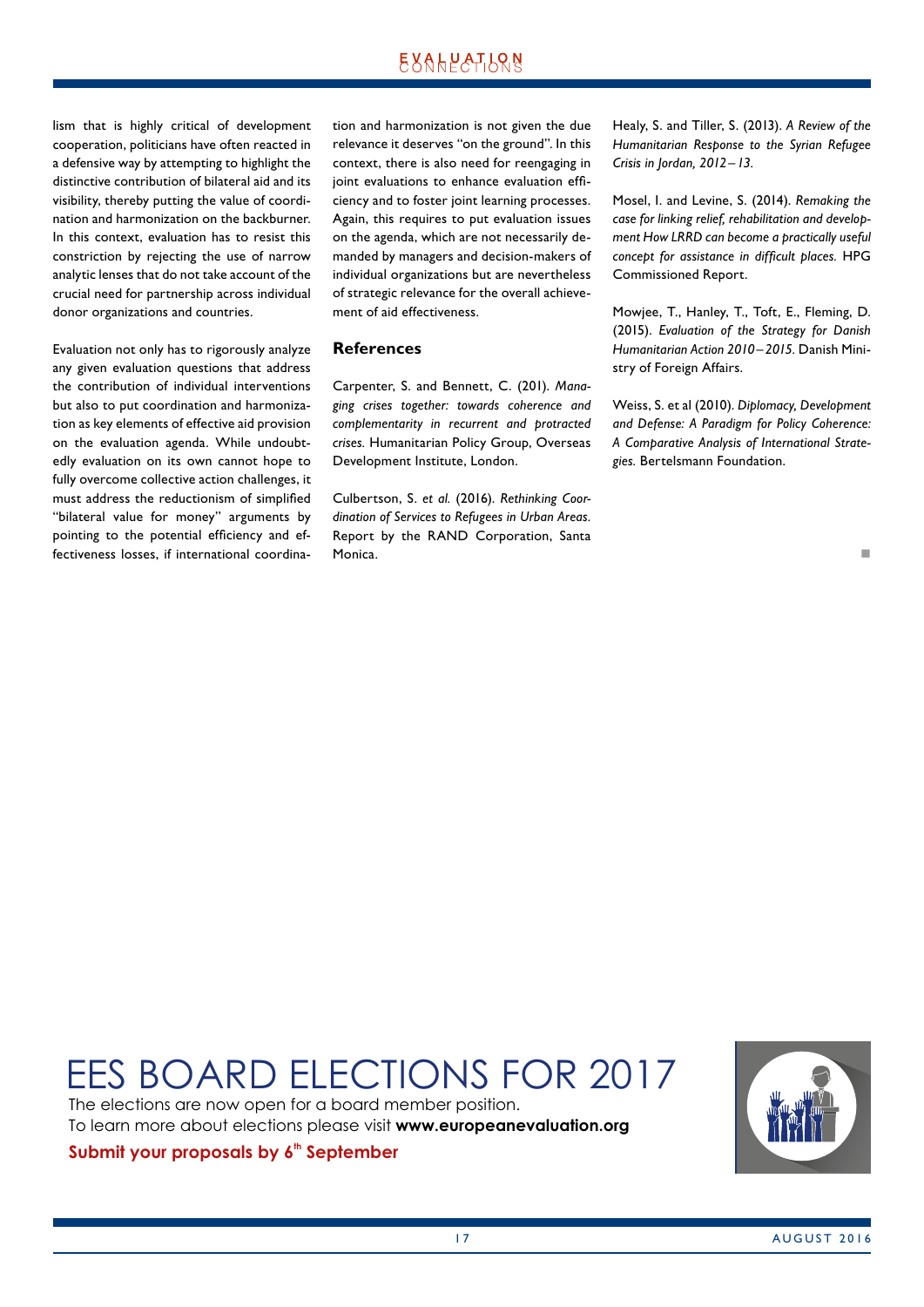lism that is highly critical of development cooperation, politicians have often reacted in a defensive way by attempting to highlight the distinctive contribution of bilateral aid and its visibility, thereby putting the value of coordination and harmonization on the backburner. In this context, evaluation has to resist this constriction by rejecting the use of narrow analytic lenses that do not take account of the crucial need for partnership across individual donor organizations and countries.

Evaluation not only has to rigorously analyze any given evaluation questions that address the contribution of individual interventions but also to put coordination and harmonization as key elements of effective aid provision on the evaluation agenda. While undoubtedly evaluation on its own cannot hope to fully overcome collective action challenges, it must address the reductionism of simplified "bilateral value for money" arguments by pointing to the potential efficiency and effectiveness losses, if international coordination and harmonization is not given the due relevance it deserves "on the ground". In this context, there is also need for reengaging in joint evaluations to enhance evaluation efficiency and to foster joint learning processes. Again, this requires to put evaluation issues on the agenda, which are not necessarily demanded by managers and decision-makers of individual organizations but are nevertheless of strategic relevance for the overall achievement of aid effectiveness.

## References

Carpenter, S. and Bennett, C. (201). *Managing crises together: towards coherence and complementarity in recurrent and protracted crises.* Humanitarian Policy Group, Overseas Development Institute, London.

Culbertson, S. *et al.* (2016). *Rethinking Coordination of Services to Refugees in Urban Areas.* Report by the RAND Corporation, Santa Monica.

Healy, S. and Tiller, S. (2013). *A Review of the Humanitarian Response to the Syrian Refugee Crisis in Jordan, 2012–13.*

Mosel, I. and Levine, S. (2014). *Remaking the case for linking relief, rehabilitation and development How LRRD can become a practically useful concept for assistance in difficult places.* HPG Commissioned Report.

Mowjee, T., Hanley, T., Toft, E., Fleming, D. (2015). *Evaluation of the Strategy for Danish Humanitarian Action 2010–2015.* Danish Ministry of Foreign Affairs.

Weiss, S. et al (2010). *Diplomacy, Development and Defense: A Paradigm for Policy Coherence: A Comparative Analysis of International Strategies.* Bertelsmann Foundation.

# EES BOARD ELECTIONS FOR 2017

The elections are now open for a board member position.
To learn more about elections please visit **www.europeanevaluation.org**

**Submit your proposals by 6th September**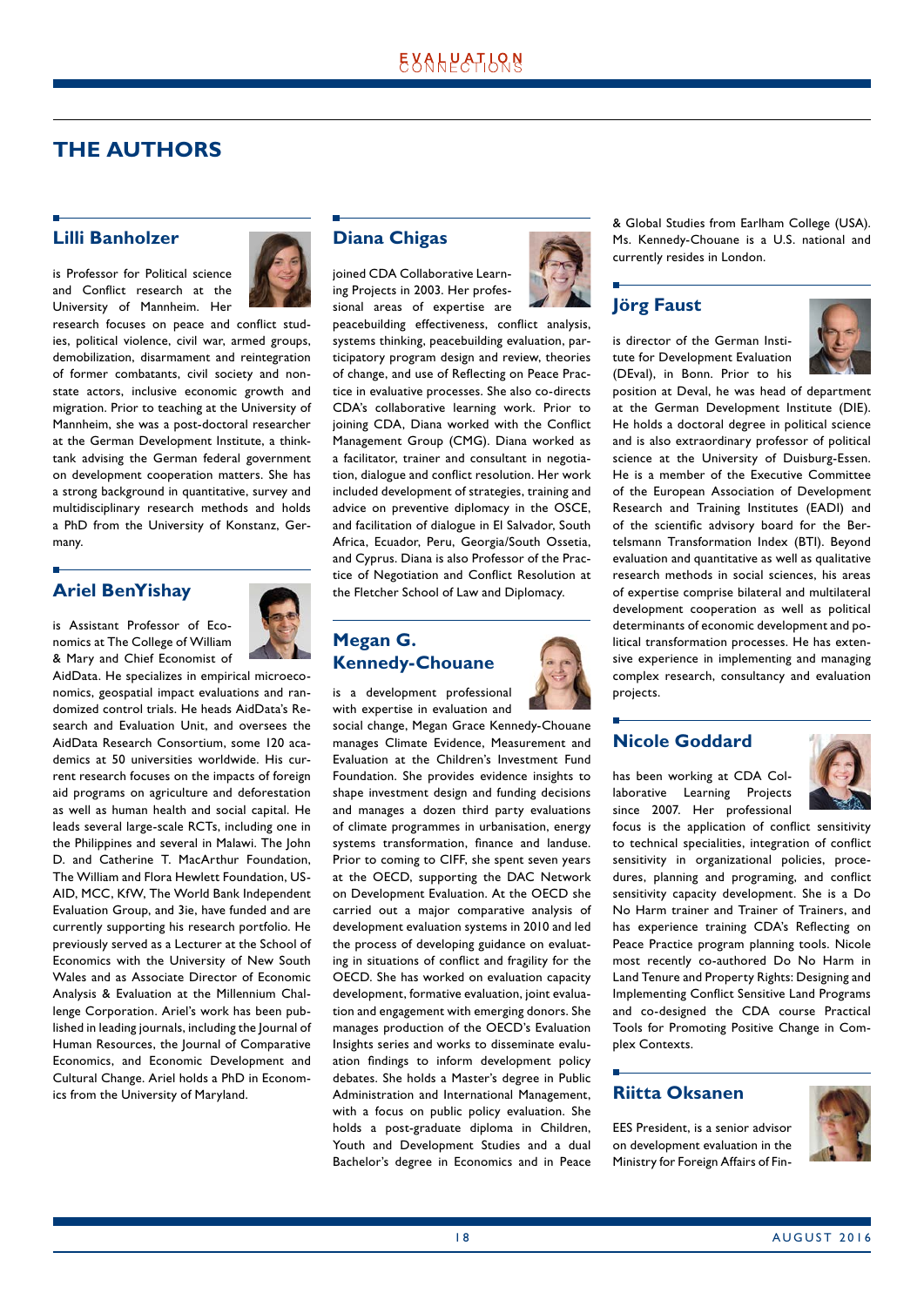# THE AUTHORS

## Lilli Banholzer

is Professor for Political science and Conflict research at the University of Mannheim. Her research focuses on peace and conflict studies, political violence, civil war, armed groups, demobilization, disarmament and reintegration of former combatants, civil society and non-state actors, inclusive economic growth and migration. Prior to teaching at the University of Mannheim, she was a post-doctoral researcher at the German Development Institute, a think-tank advising the German federal government on development cooperation matters. She has a strong background in quantitative, survey and multidisciplinary research methods and holds a PhD from the University of Konstanz, Germany.

## Ariel BenYishay

is Assistant Professor of Economics at The College of William & Mary and Chief Economist of AidData. He specializes in empirical microeconomics, geospatial impact evaluations and randomized control trials. He heads AidData's Research and Evaluation Unit, and oversees the AidData Research Consortium, some 120 academics at 50 universities worldwide. His current research focuses on the impacts of foreign aid programs on agriculture and deforestation as well as human health and social capital. He leads several large-scale RCTs, including one in the Philippines and several in Malawi. The John D. and Catherine T. MacArthur Foundation, The William and Flora Hewlett Foundation, USAID, MCC, KfW, The World Bank Independent Evaluation Group, and 3ie, have funded and are currently supporting his research portfolio. He previously served as a Lecturer at the School of Economics with the University of New South Wales and as Associate Director of Economic Analysis & Evaluation at the Millennium Challenge Corporation. Ariel's work has been published in leading journals, including the Journal of Human Resources, the Journal of Comparative Economics, and Economic Development and Cultural Change. Ariel holds a PhD in Economics from the University of Maryland.

## Diana Chigas

joined CDA Collaborative Learning Projects in 2003. Her professional areas of expertise are peacebuilding effectiveness, conflict analysis, systems thinking, peacebuilding evaluation, participatory program design and review, theories of change, and use of Reflecting on Peace Practice in evaluative processes. She also co-directs CDA's collaborative learning work. Prior to joining CDA, Diana worked with the Conflict Management Group (CMG). Diana worked as a facilitator, trainer and consultant in negotiation, dialogue and conflict resolution. Her work included development of strategies, training and advice on preventive diplomacy in the OSCE, and facilitation of dialogue in El Salvador, South Africa, Ecuador, Peru, Georgia/South Ossetia, and Cyprus. Diana is also Professor of the Practice of Negotiation and Conflict Resolution at the Fletcher School of Law and Diplomacy.

## Megan G. Kennedy-Chouane

is a development professional with expertise in evaluation and social change, Megan Grace Kennedy-Chouane manages Climate Evidence, Measurement and Evaluation at the Children's Investment Fund Foundation. She provides evidence insights to shape investment design and funding decisions and manages a dozen third party evaluations of climate programmes in urbanisation, energy systems transformation, finance and landuse. Prior to coming to CIFF, she spent seven years at the OECD, supporting the DAC Network on Development Evaluation. At the OECD she carried out a major comparative analysis of development evaluation systems in 2010 and led the process of developing guidance on evaluating in situations of conflict and fragility for the OECD. She has worked on evaluation capacity development, formative evaluation, joint evaluation and engagement with emerging donors. She manages production of the OECD's Evaluation Insights series and works to disseminate evaluation findings to inform development policy debates. She holds a Master's degree in Public Administration and International Management, with a focus on public policy evaluation. She holds a post-graduate diploma in Children, Youth and Development Studies and a dual Bachelor's degree in Economics and in Peace & Global Studies from Earlham College (USA). Ms. Kennedy-Chouane is a U.S. national and currently resides in London.

## Jörg Faust

is director of the German Institute for Development Evaluation (DEval), in Bonn. Prior to his position at Deval, he was head of department at the German Development Institute (DIE). He holds a doctoral degree in political science and is also extraordinary professor of political science at the University of Duisburg-Essen. He is a member of the Executive Committee of the European Association of Development Research and Training Institutes (EADI) and of the scientific advisory board for the Bertelsmann Transformation Index (BTI). Beyond evaluation and quantitative as well as qualitative research methods in social sciences, his areas of expertise comprise bilateral and multilateral development cooperation as well as political determinants of economic development and political transformation processes. He has extensive experience in implementing and managing complex research, consultancy and evaluation projects.

## Nicole Goddard

has been working at CDA Collaborative Learning Projects since 2007. Her professional focus is the application of conflict sensitivity to technical specialities, integration of conflict sensitivity in organizational policies, procedures, planning and programing, and conflict sensitivity capacity development. She is a Do No Harm trainer and Trainer of Trainers, and has experience training CDA's Reflecting on Peace Practice program planning tools. Nicole most recently co-authored Do No Harm in Land Tenure and Property Rights: Designing and Implementing Conflict Sensitive Land Programs and co-designed the CDA course Practical Tools for Promoting Positive Change in Complex Contexts.

## Riitta Oksanen

EES President, is a senior advisor on development evaluation in the Ministry for Foreign Affairs of Fin-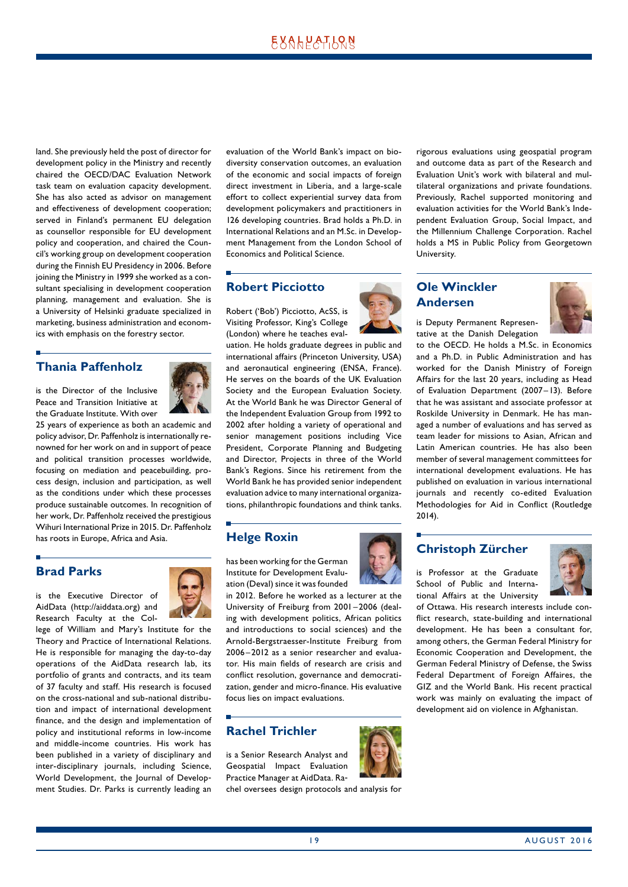land. She previously held the post of director for development policy in the Ministry and recently chaired the OECD/DAC Evaluation Network task team on evaluation capacity development. She has also acted as advisor on management and effectiveness of development cooperation; served in Finland's permanent EU delegation as counsellor responsible for EU development policy and cooperation, and chaired the Council's working group on development cooperation during the Finnish EU Presidency in 2006. Before joining the Ministry in 1999 she worked as a consultant specialising in development cooperation planning, management and evaluation. She is a University of Helsinki graduate specialized in marketing, business administration and economics with emphasis on the forestry sector.

## Thania Paffenholz

is the Director of the Inclusive Peace and Transition Initiative at the Graduate Institute. With over 25 years of experience as both an academic and policy advisor, Dr. Paffenholz is internationally renowned for her work on and in support of peace and political transition processes worldwide, focusing on mediation and peacebuilding, process design, inclusion and participation, as well as the conditions under which these processes produce sustainable outcomes. In recognition of her work, Dr. Paffenholz received the prestigious Wihuri International Prize in 2015. Dr. Paffenholz has roots in Europe, Africa and Asia.

## Brad Parks

is the Executive Director of AidData (http://aiddata.org) and Research Faculty at the College of William and Mary's Institute for the Theory and Practice of International Relations. He is responsible for managing the day-to-day operations of the AidData research lab, its portfolio of grants and contracts, and its team of 37 faculty and staff. His research is focused on the cross-national and sub-national distribution and impact of international development finance, and the design and implementation of policy and institutional reforms in low-income and middle-income countries. His work has been published in a variety of disciplinary and inter-disciplinary journals, including Science, World Development, the Journal of Development Studies. Dr. Parks is currently leading an evaluation of the World Bank's impact on biodiversity conservation outcomes, an evaluation of the economic and social impacts of foreign direct investment in Liberia, and a large-scale effort to collect experiential survey data from development policymakers and practitioners in 126 developing countries. Brad holds a Ph.D. in International Relations and an M.Sc. in Development Management from the London School of Economics and Political Science.

## Robert Picciotto

Robert ('Bob') Picciotto, AcSS, is Visiting Professor, King's College (London) where he teaches evaluation. He holds graduate degrees in public and international affairs (Princeton University, USA) and aeronautical engineering (ENSA, France). He serves on the boards of the UK Evaluation Society and the European Evaluation Society. At the World Bank he was Director General of the Independent Evaluation Group from 1992 to 2002 after holding a variety of operational and senior management positions including Vice President, Corporate Planning and Budgeting and Director, Projects in three of the World Bank's Regions. Since his retirement from the World Bank he has provided senior independent evaluation advice to many international organizations, philanthropic foundations and think tanks.

## Helge Roxin

has been working for the German Institute for Development Evaluation (Deval) since it was founded in 2012. Before he worked as a lecturer at the University of Freiburg from 2001–2006 (dealing with development politics, African politics and introductions to social sciences) and the Arnold-Bergstraesser-Institute Freiburg from 2006–2012 as a senior researcher and evaluator. His main fields of research are crisis and conflict resolution, governance and democratization, gender and micro-finance. His evaluative focus lies on impact evaluations.

## Rachel Trichler

is a Senior Research Analyst and Geospatial Impact Evaluation Practice Manager at AidData. Rachel oversees design protocols and analysis for rigorous evaluations using geospatial program and outcome data as part of the Research and Evaluation Unit's work with bilateral and multilateral organizations and private foundations. Previously, Rachel supported monitoring and evaluation activities for the World Bank's Independent Evaluation Group, Social Impact, and the Millennium Challenge Corporation. Rachel holds a MS in Public Policy from Georgetown University.

## Ole Winckler Andersen

is Deputy Permanent Representative at the Danish Delegation to the OECD. He holds a M.Sc. in Economics and a Ph.D. in Public Administration and has worked for the Danish Ministry of Foreign Affairs for the last 20 years, including as Head of Evaluation Department (2007–13). Before that he was assistant and associate professor at Roskilde University in Denmark. He has managed a number of evaluations and has served as team leader for missions to Asian, African and Latin American countries. He has also been member of several management committees for international development evaluations. He has published on evaluation in various international journals and recently co-edited Evaluation Methodologies for Aid in Conflict (Routledge 2014).

## Christoph Zürcher

is Professor at the Graduate School of Public and International Affairs at the University of Ottawa. His research interests include conflict research, state-building and international development. He has a consultant for, among others, the German Federal Ministry for Economic Cooperation and Development, the German Federal Ministry of Defense, the Swiss Federal Department of Foreign Affaires, the GIZ and the World Bank. His recent practical work was mainly on evaluating the impact of development aid on violence in Afghanistan.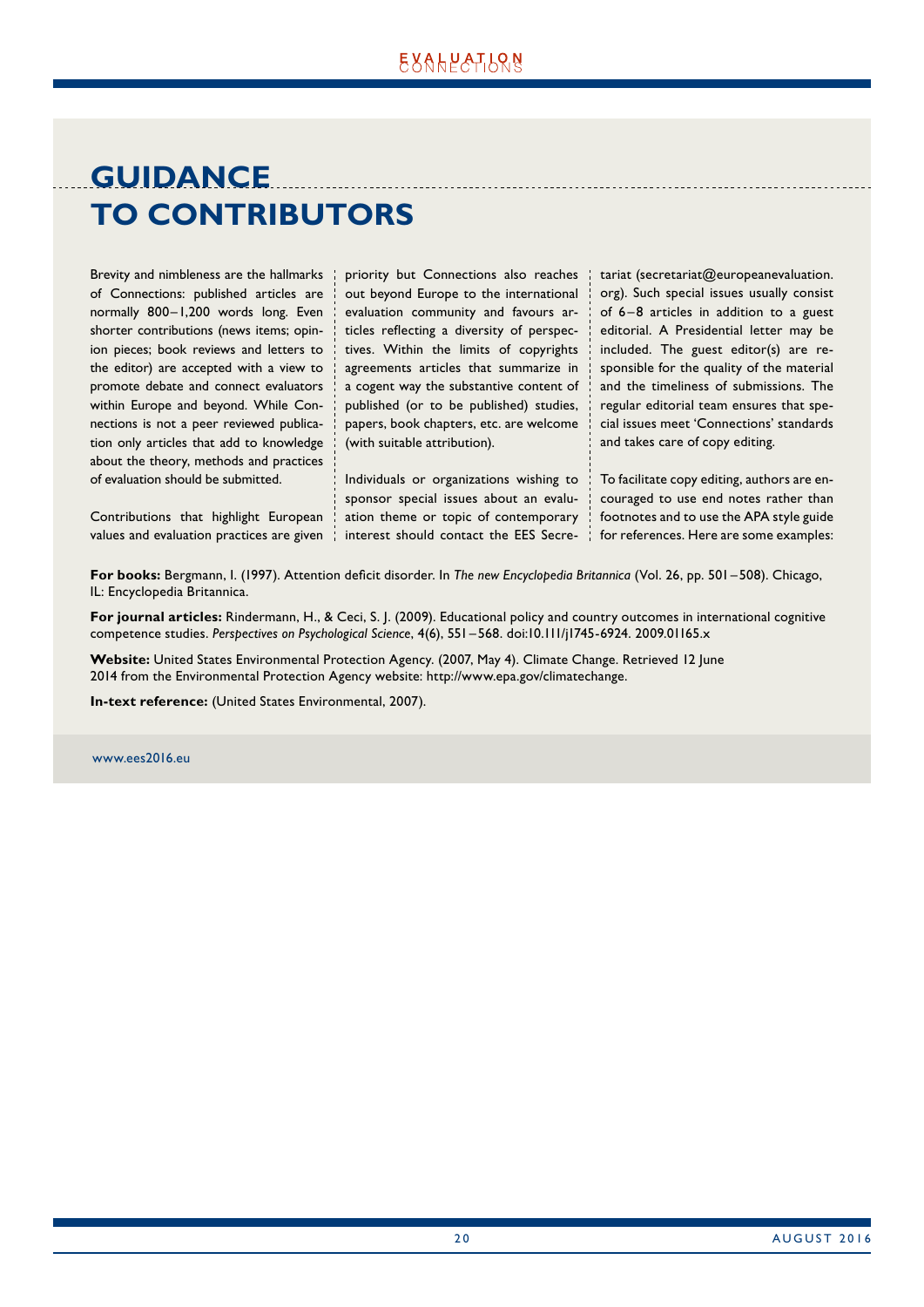# GUIDANCE TO CONTRIBUTORS

Brevity and nimbleness are the hallmarks of Connections: published articles are normally 800–1,200 words long. Even shorter contributions (news items; opinion pieces; book reviews and letters to the editor) are accepted with a view to promote debate and connect evaluators within Europe and beyond. While Connections is not a peer reviewed publication only articles that add to knowledge about the theory, methods and practices of evaluation should be submitted.

Contributions that highlight European values and evaluation practices are given priority but Connections also reaches out beyond Europe to the international evaluation community and favours articles reflecting a diversity of perspectives. Within the limits of copyrights agreements articles that summarize in a cogent way the substantive content of published (or to be published) studies, papers, book chapters, etc. are welcome (with suitable attribution).

Individuals or organizations wishing to sponsor special issues about an evaluation theme or topic of contemporary interest should contact the EES Secretariat (secretariat@europeanevaluation.org). Such special issues usually consist of 6–8 articles in addition to a guest editorial. A Presidential letter may be included. The guest editor(s) are responsible for the quality of the material and the timeliness of submissions. The regular editorial team ensures that special issues meet 'Connections' standards and takes care of copy editing.

To facilitate copy editing, authors are encouraged to use end notes rather than footnotes and to use the APA style guide for references. Here are some examples:

**For books:** Bergmann, I. (1997). Attention deficit disorder. In *The new Encyclopedia Britannica* (Vol. 26, pp. 501–508). Chicago, IL: Encyclopedia Britannica.

**For journal articles:** Rindermann, H., & Ceci, S. J. (2009). Educational policy and country outcomes in international cognitive competence studies. *Perspectives on Psychological Science*, 4(6), 551–568. doi:10.111/j1745-6924. 2009.01165.x

**Website:** United States Environmental Protection Agency. (2007, May 4). Climate Change. Retrieved 12 June 2014 from the Environmental Protection Agency website: http://www.epa.gov/climatechange.

**In-text reference:** (United States Environmental, 2007).

www.ees2016.eu